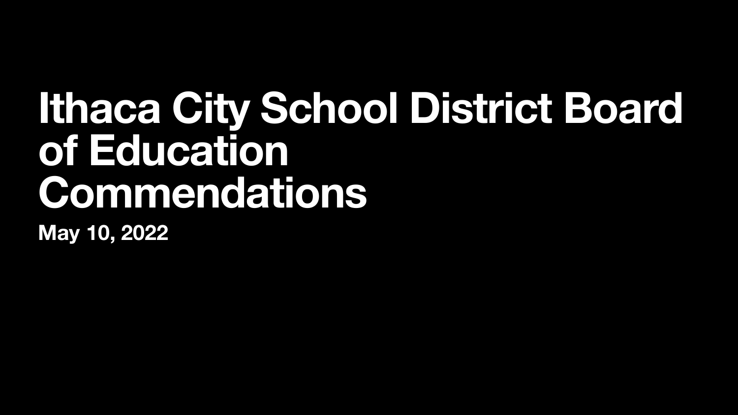# Ithaca City School District Board of Education Commendations

**May 10, 2022**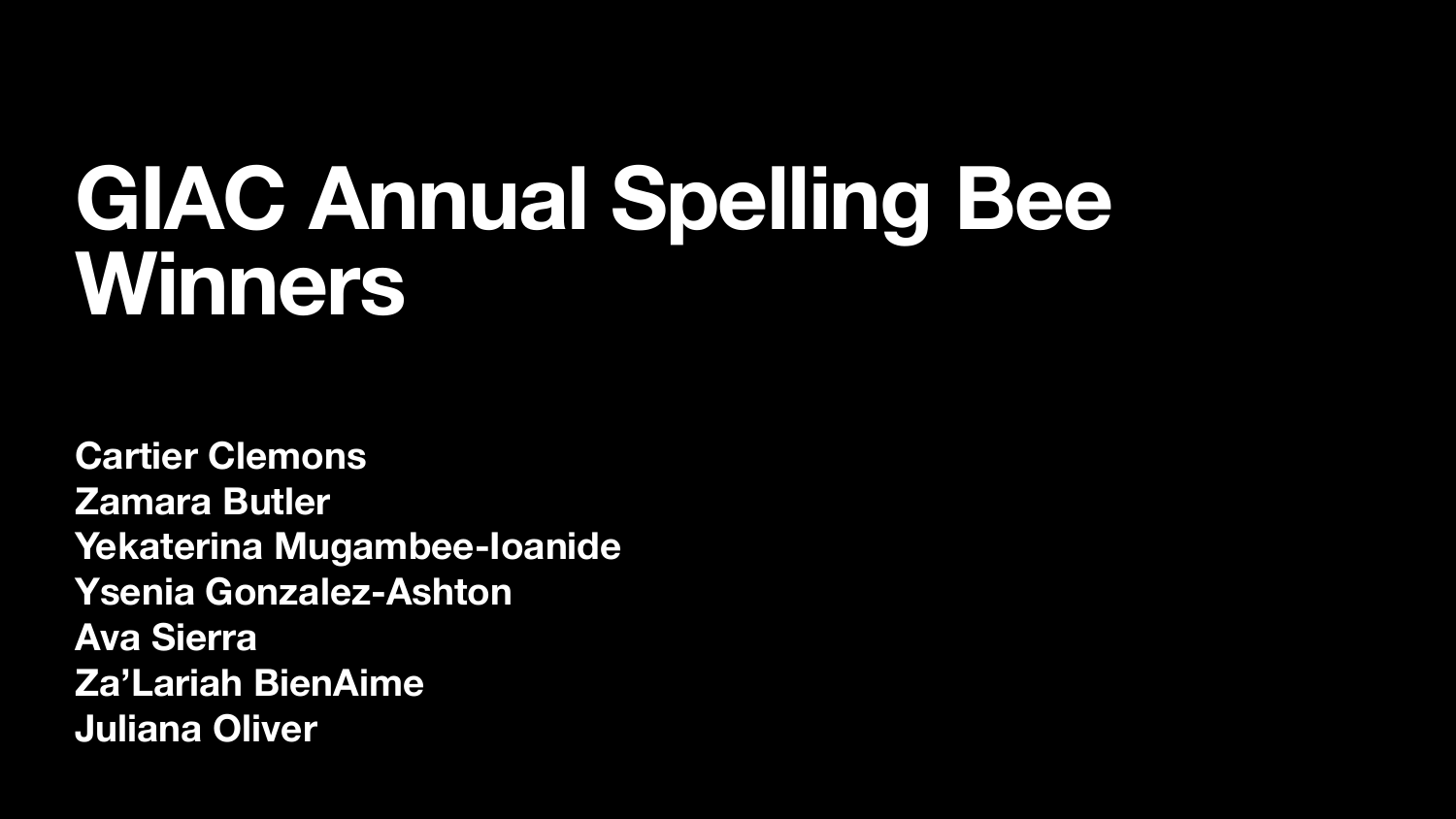# GIAC Annual Spelling Bee Winners

**Cartier Clemons**
**Zamara Butler**
**Yekaterina Mugambee-Ioanide**
**Ysenia Gonzalez-Ashton**
**Ava Sierra**
**Za'Lariah BienAime**
**Juliana Oliver**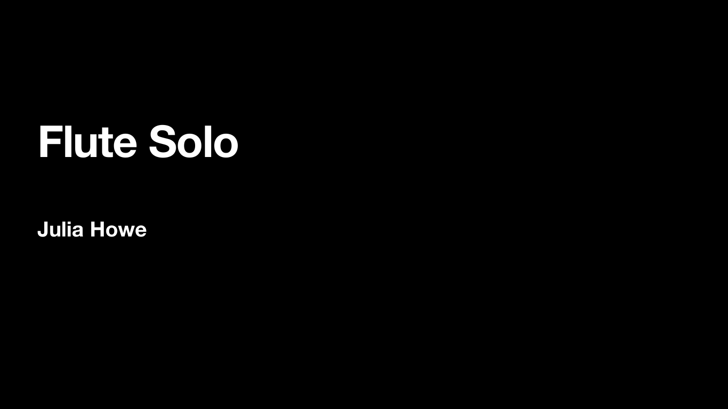# Flute Solo

**Julia Howe**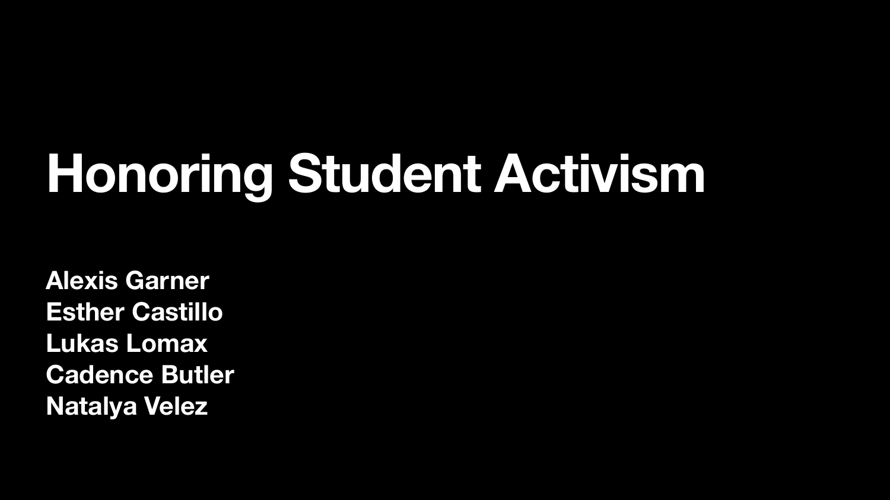# Honoring Student Activism

**Alexis Garner**
**Esther Castillo**
**Lukas Lomax**
**Cadence Butler**
**Natalya Velez**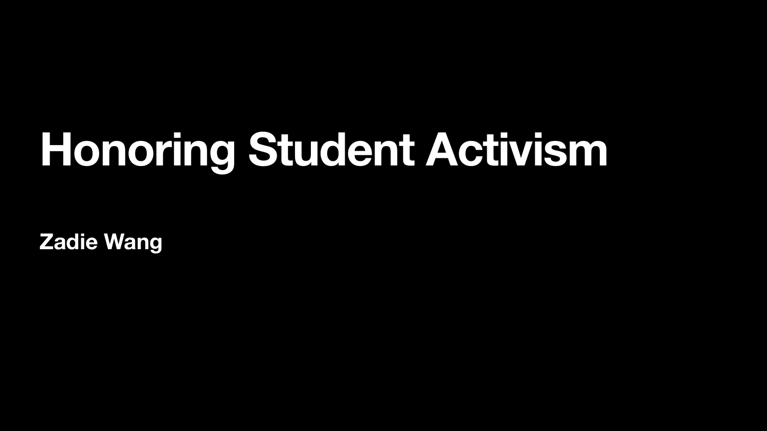# Honoring Student Activism

**Zadie Wang**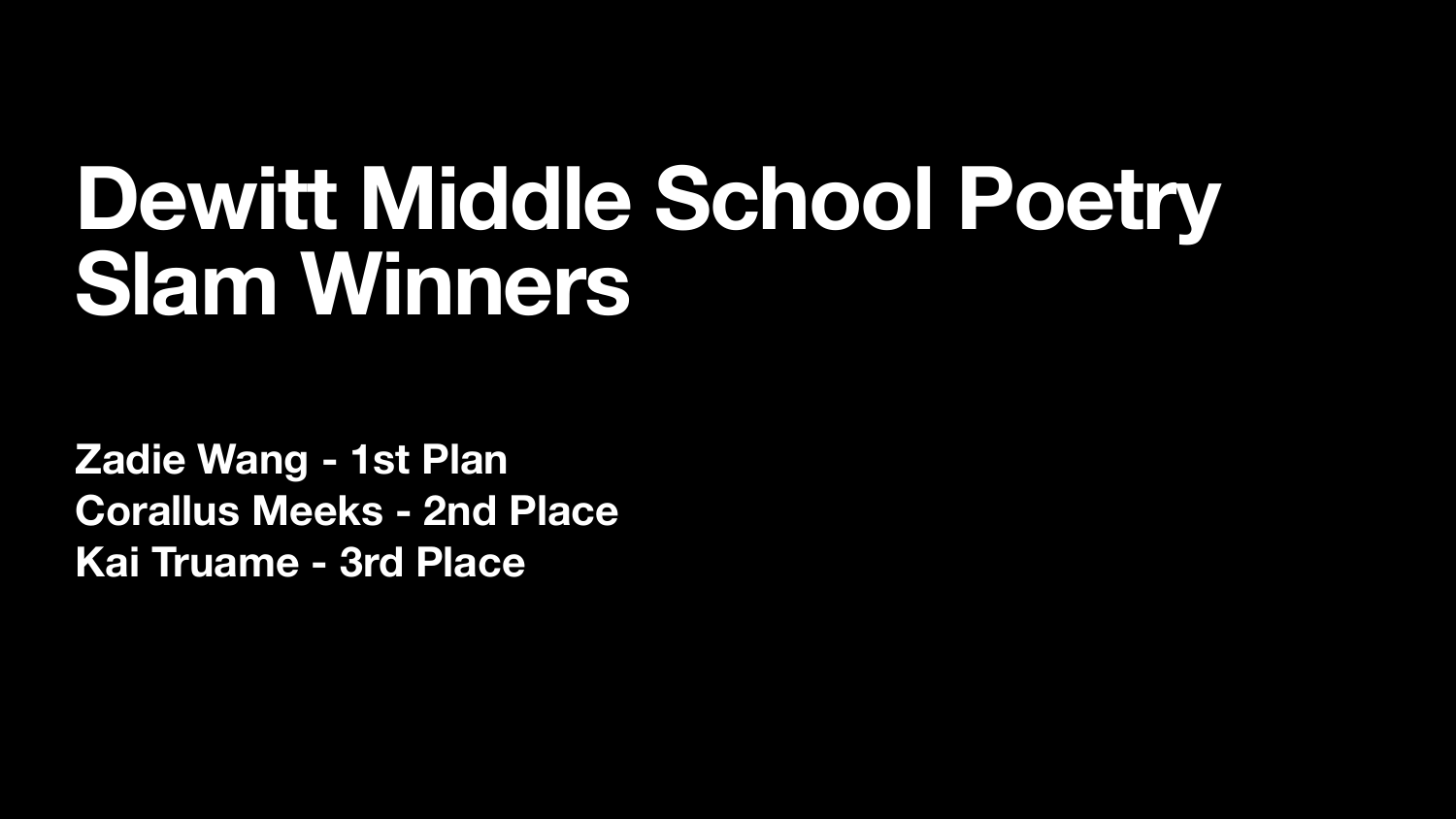# Dewitt Middle School Poetry Slam Winners

**Zadie Wang - 1st Plan**
**Corallus Meeks - 2nd Place**
**Kai Truame - 3rd Place**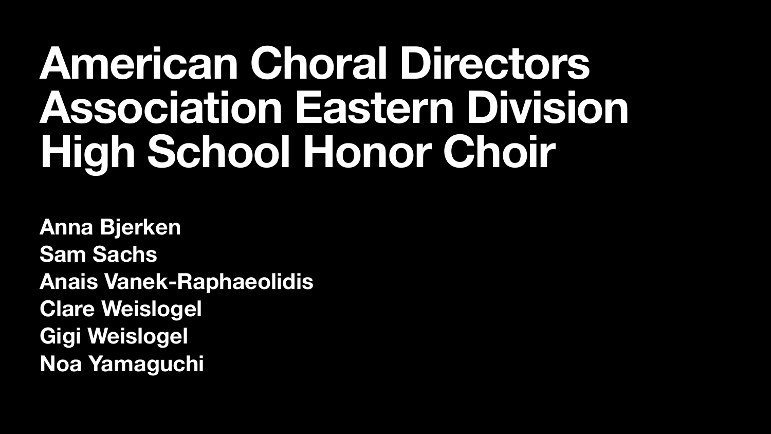# American Choral Directors Association Eastern Division High School Honor Choir

**Anna Bjerken**
**Sam Sachs**
**Anais Vanek-Raphaeolidis**
**Clare Weislogel**
**Gigi Weislogel**
**Noa Yamaguchi**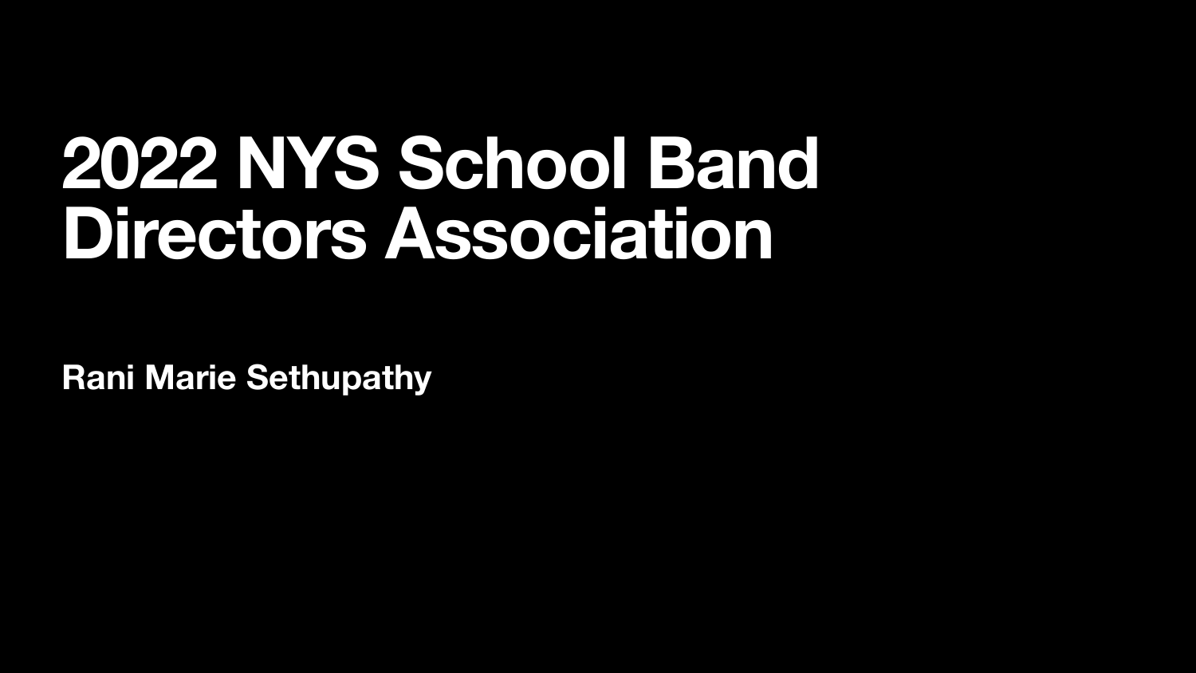# 2022 NYS School Band Directors Association

**Rani Marie Sethupathy**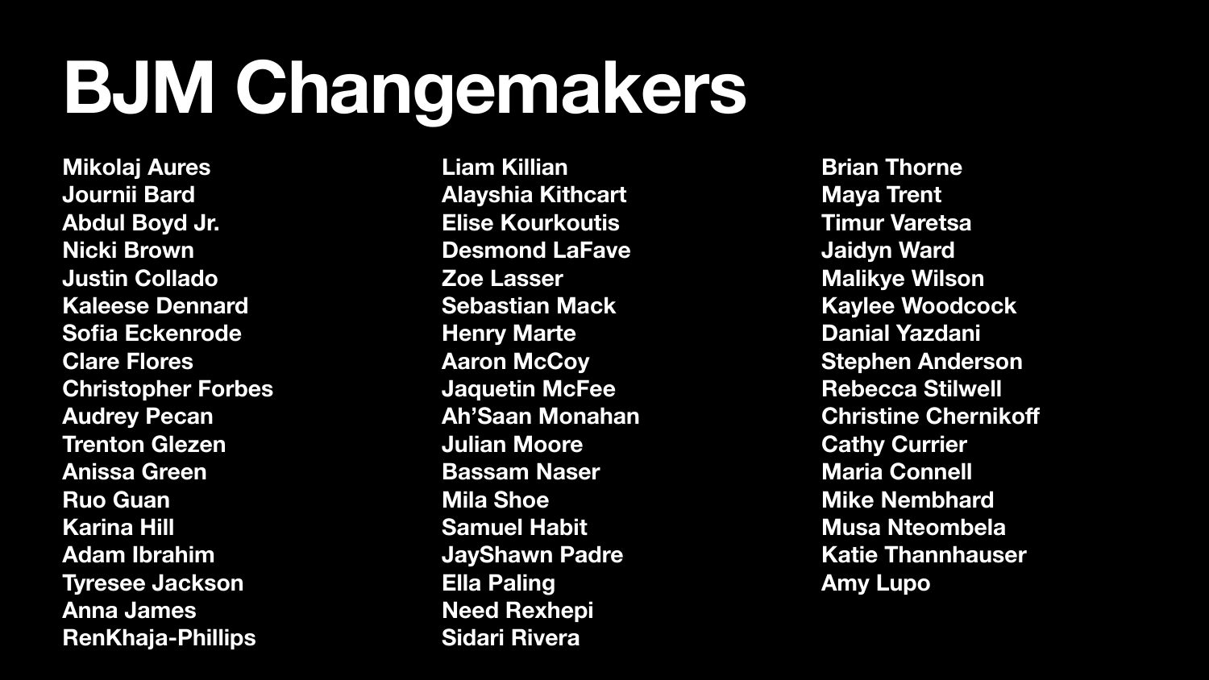# BJM Changemakers

Mikolaj Aures
Journii Bard
Abdul Boyd Jr.
Nicki Brown
Justin Collado
Kaleese Dennard
Sofia Eckenrode
Clare Flores
Christopher Forbes
Audrey Pecan
Trenton Glezen
Anissa Green
Ruo Guan
Karina Hill
Adam Ibrahim
Tyresee Jackson
Anna James
RenKhaja-Phillips
Liam Killian
Alayshia Kithcart
Elise Kourkoutis
Desmond LaFave
Zoe Lasser
Sebastian Mack
Henry Marte
Aaron McCoy
Jaquetin McFee
Ah'Saan Monahan
Julian Moore
Bassam Naser
Mila Shoe
Samuel Habit
JayShawn Padre
Ella Paling
Need Rexhepi
Sidari Rivera
Brian Thorne
Maya Trent
Timur Varetsa
Jaidyn Ward
Malikye Wilson
Kaylee Woodcock
Danial Yazdani
Stephen Anderson
Rebecca Stilwell
Christine Chernikoff
Cathy Currier
Maria Connell
Mike Nembhard
Musa Nteombela
Katie Thannhauser
Amy Lupo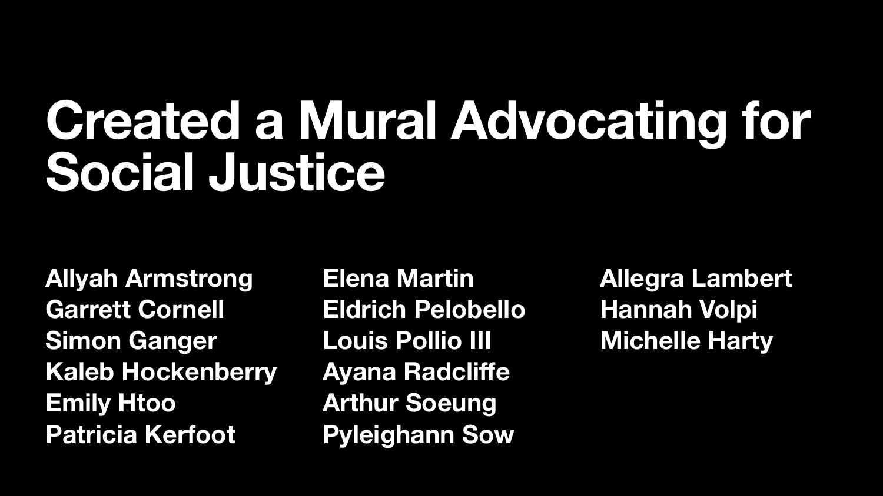# Created a Mural Advocating for Social Justice

Allyah Armstrong
Garrett Cornell
Simon Ganger
Kaleb Hockenberry
Emily Htoo
Patricia Kerfoot
Elena Martin
Eldrich Pelobello
Louis Pollio III
Ayana Radcliffe
Arthur Soeung
Pyleighann Sow
Allegra Lambert
Hannah Volpi
Michelle Harty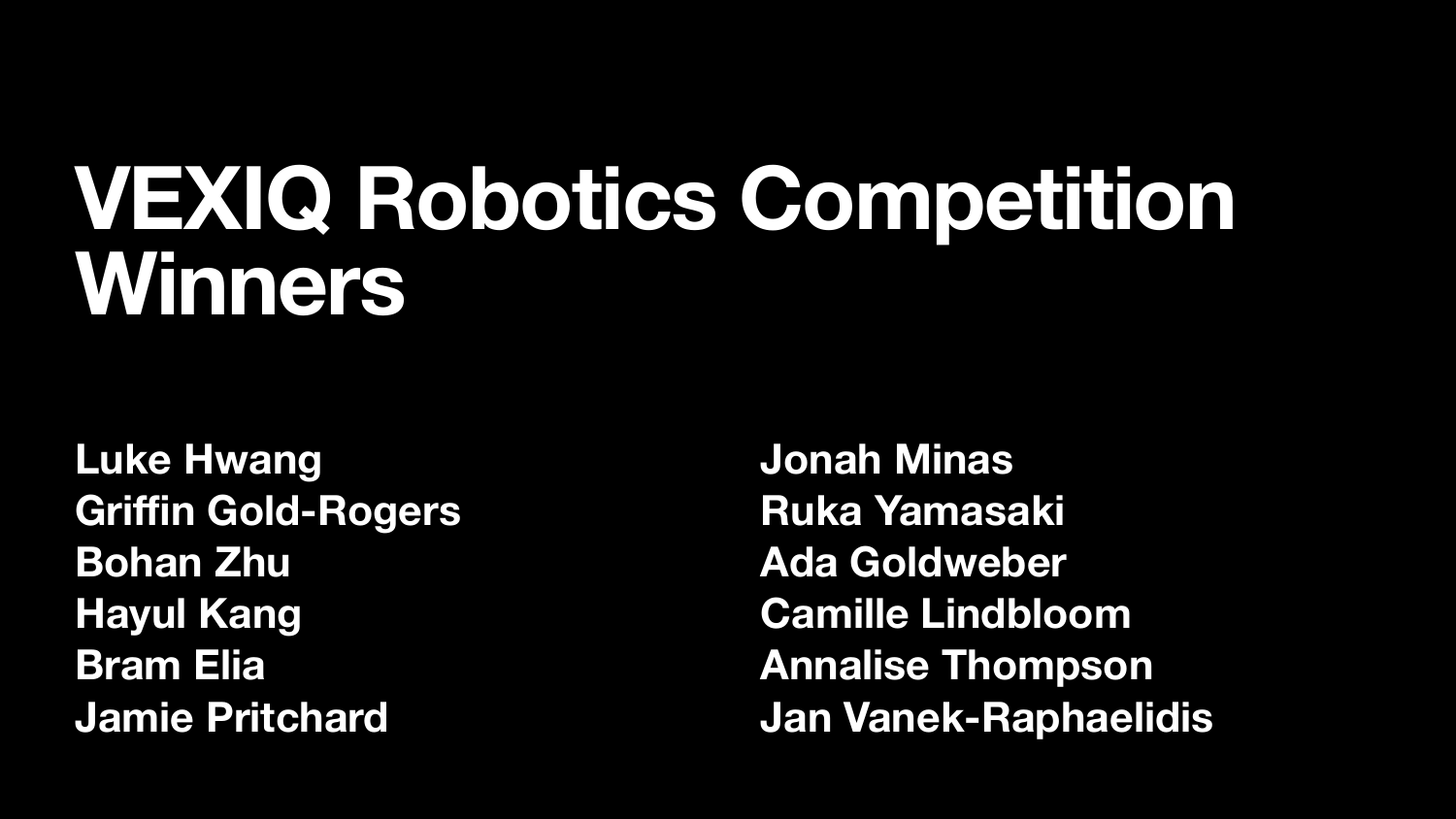# VEXIQ Robotics Competition Winners

**Luke Hwang**
**Griffin Gold-Rogers**
**Bohan Zhu**
**Hayul Kang**
**Bram Elia**
**Jamie Pritchard**
**Jonah Minas**
**Ruka Yamasaki**
**Ada Goldweber**
**Camille Lindbloom**
**Annalise Thompson**
**Jan Vanek-Raphaelidis**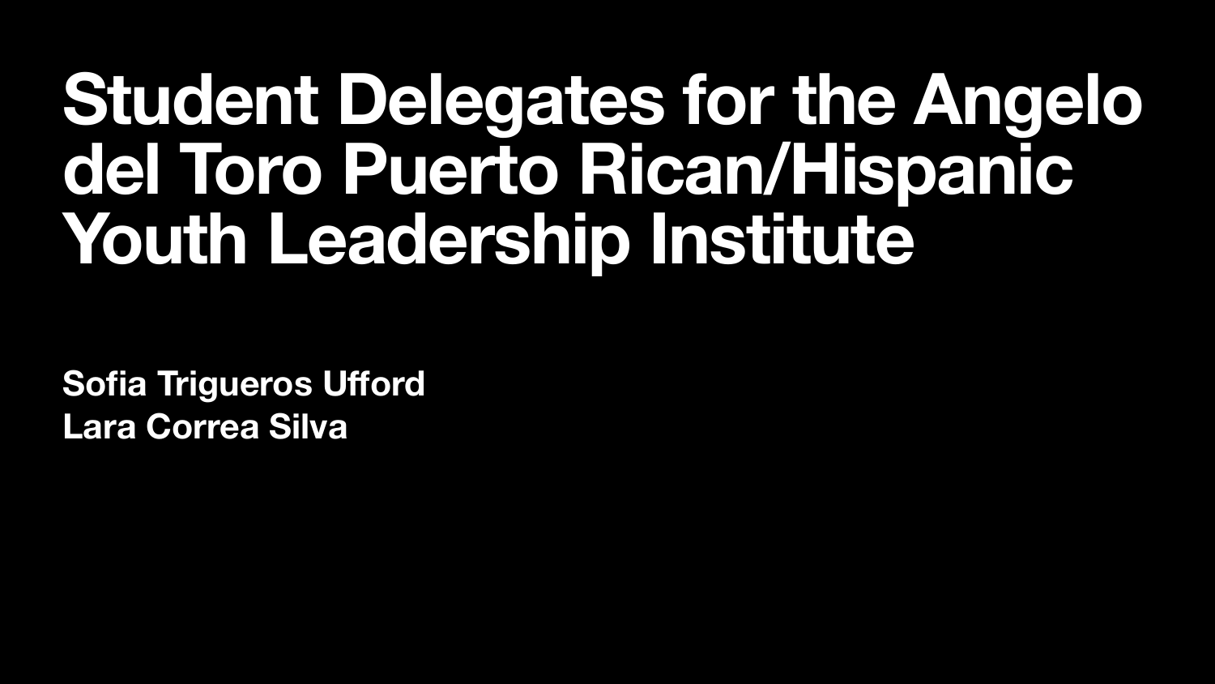# Student Delegates for the Angelo del Toro Puerto Rican/Hispanic Youth Leadership Institute

**Sofia Trigueros Ufford**
**Lara Correa Silva**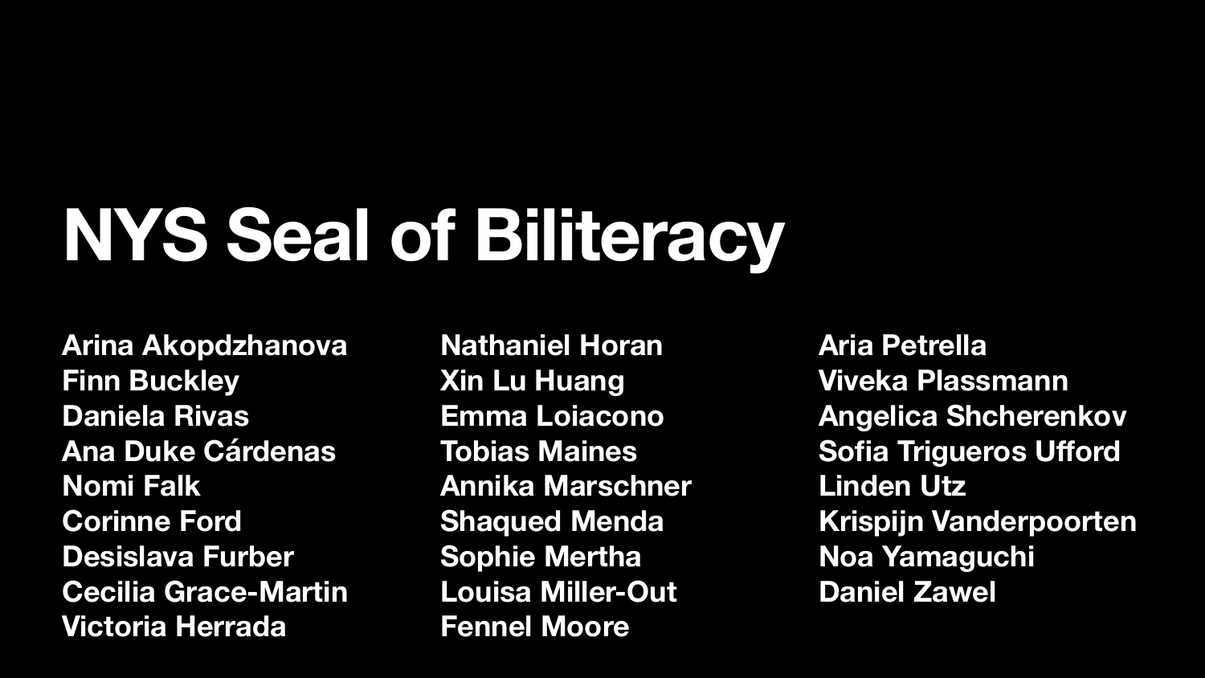# NYS Seal of Biliteracy

Arina Akopdzhanova
Finn Buckley
Daniela Rivas
Ana Duke Cárdenas
Nomi Falk
Corinne Ford
Desislava Furber
Cecilia Grace-Martin
Victoria Herrada
Nathaniel Horan
Xin Lu Huang
Emma Loiacono
Tobias Maines
Annika Marschner
Shaqued Menda
Sophie Mertha
Louisa Miller-Out
Fennel Moore
Aria Petrella
Viveka Plassmann
Angelica Shcherenkov
Sofia Trigueros Ufford
Linden Utz
Krispijn Vanderpoorten
Noa Yamaguchi
Daniel Zawel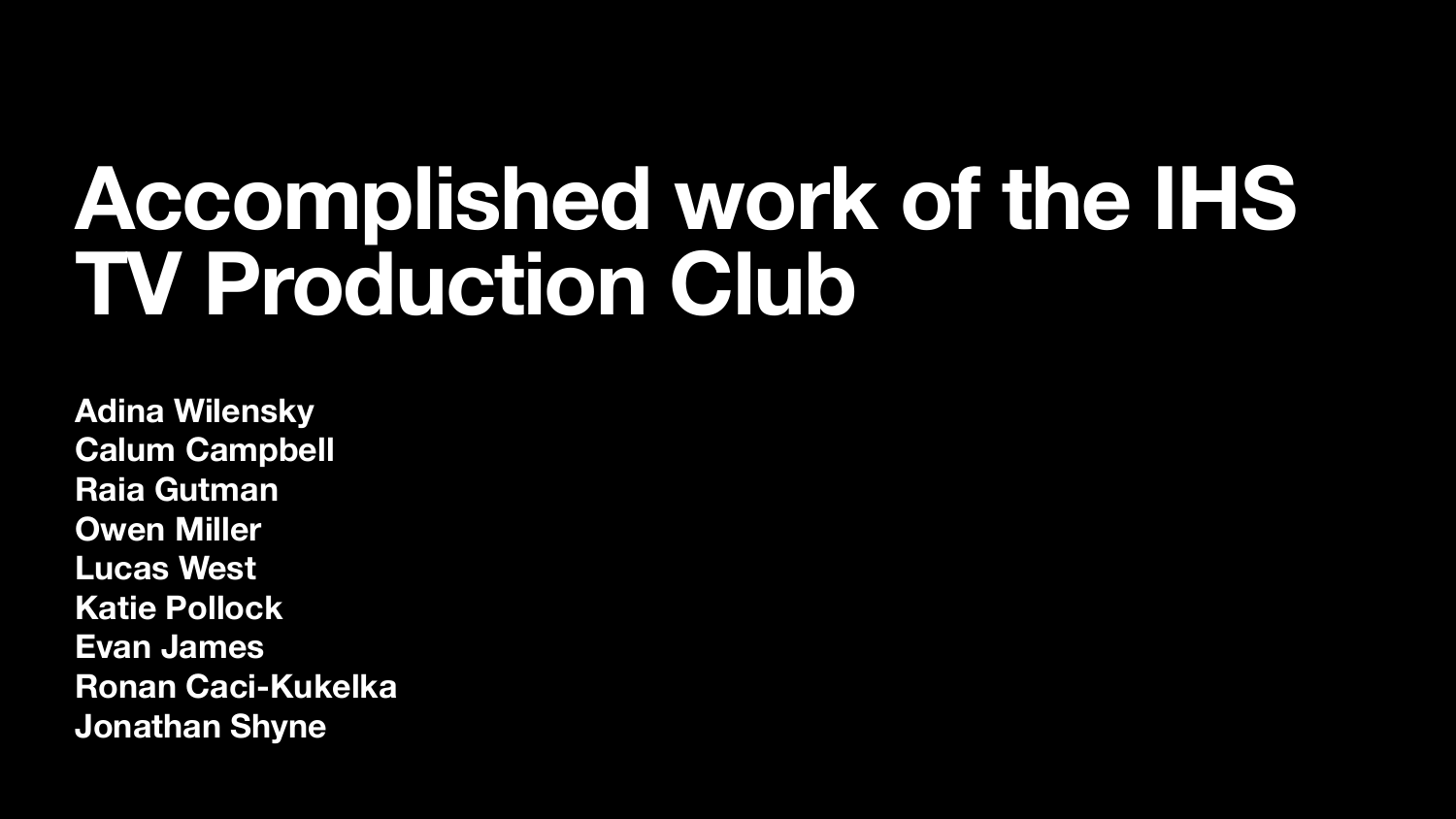# Accomplished work of the IHS TV Production Club

**Adina Wilensky**
**Calum Campbell**
**Raia Gutman**
**Owen Miller**
**Lucas West**
**Katie Pollock**
**Evan James**
**Ronan Caci-Kukelka**
**Jonathan Shyne**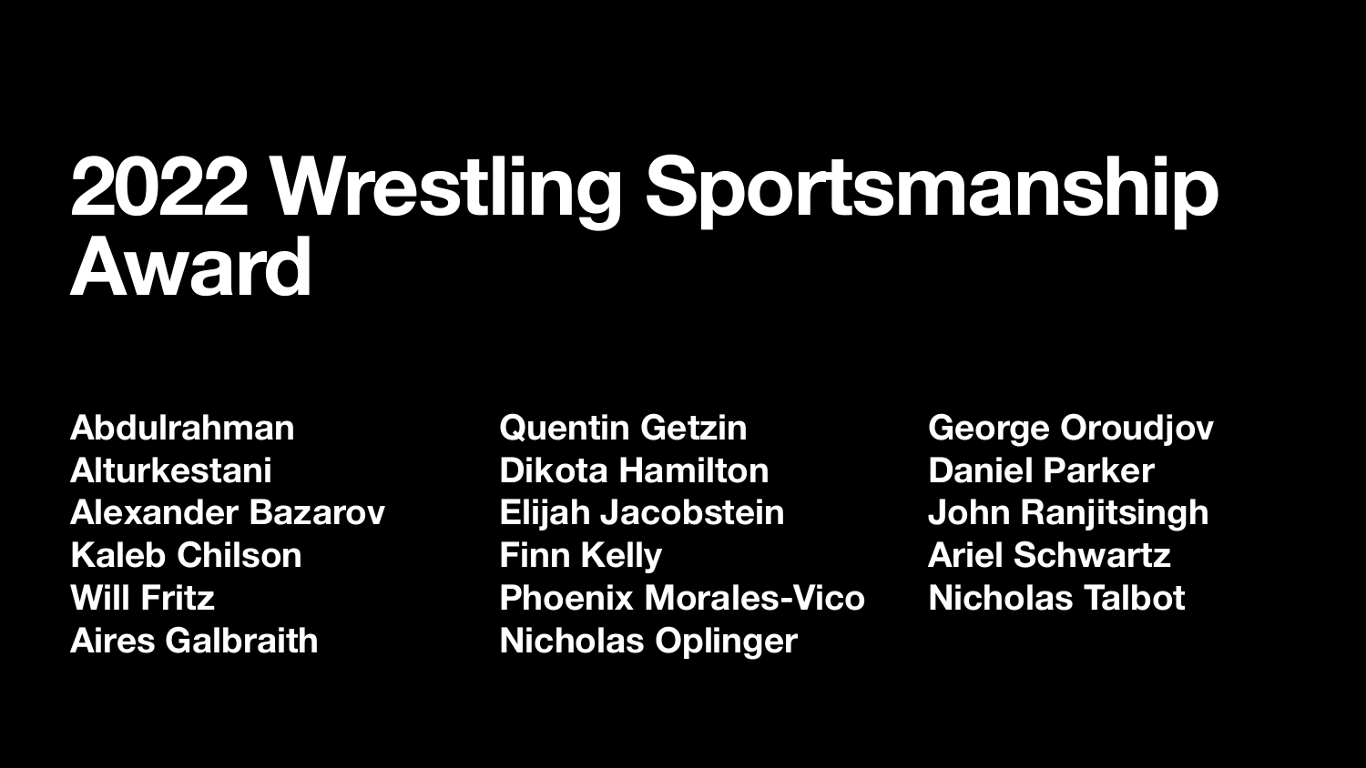# 2022 Wrestling Sportsmanship Award

Abdulrahman Alturkestani
Alexander Bazarov
Kaleb Chilson
Will Fritz
Aires Galbraith
Quentin Getzin
Dikota Hamilton
Elijah Jacobstein
Finn Kelly
Phoenix Morales-Vico
Nicholas Oplinger
George Oroudjov
Daniel Parker
John Ranjitsingh
Ariel Schwartz
Nicholas Talbot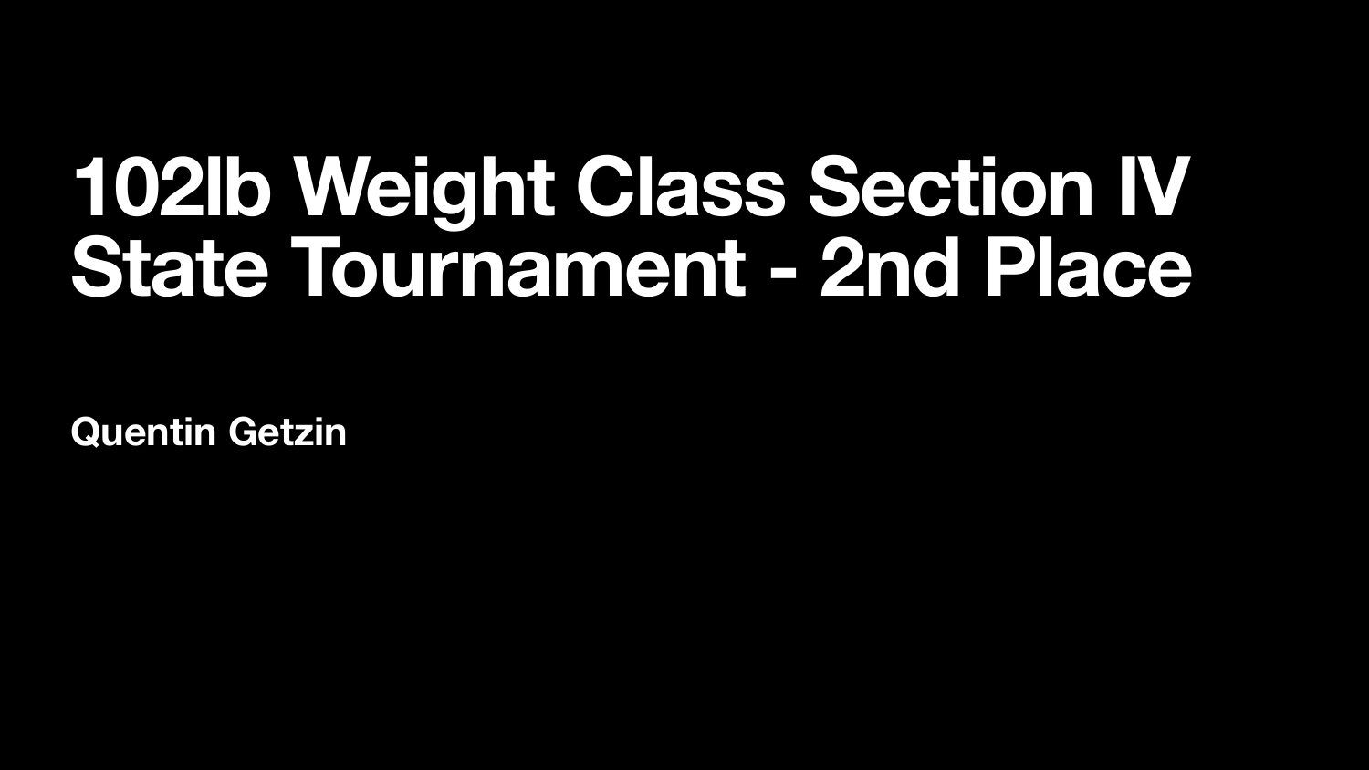# 102lb Weight Class Section IV State Tournament - 2nd Place

**Quentin Getzin**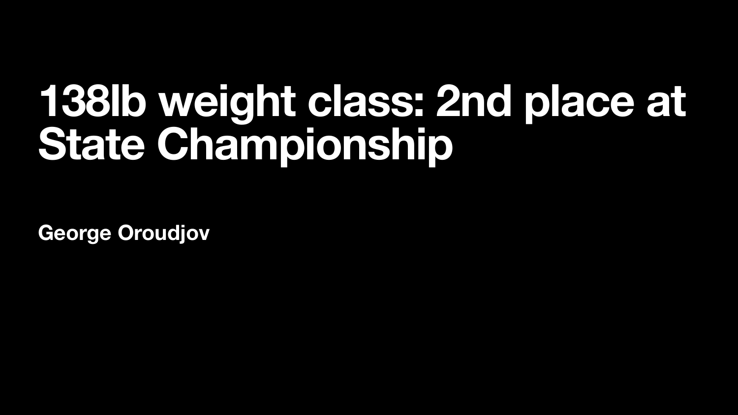# 138lb weight class: 2nd place at State Championship

**George Oroudjov**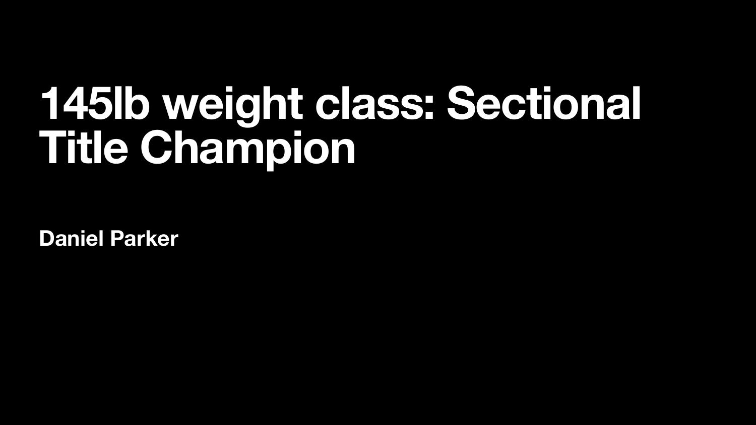# 145lb weight class: Sectional Title Champion

**Daniel Parker**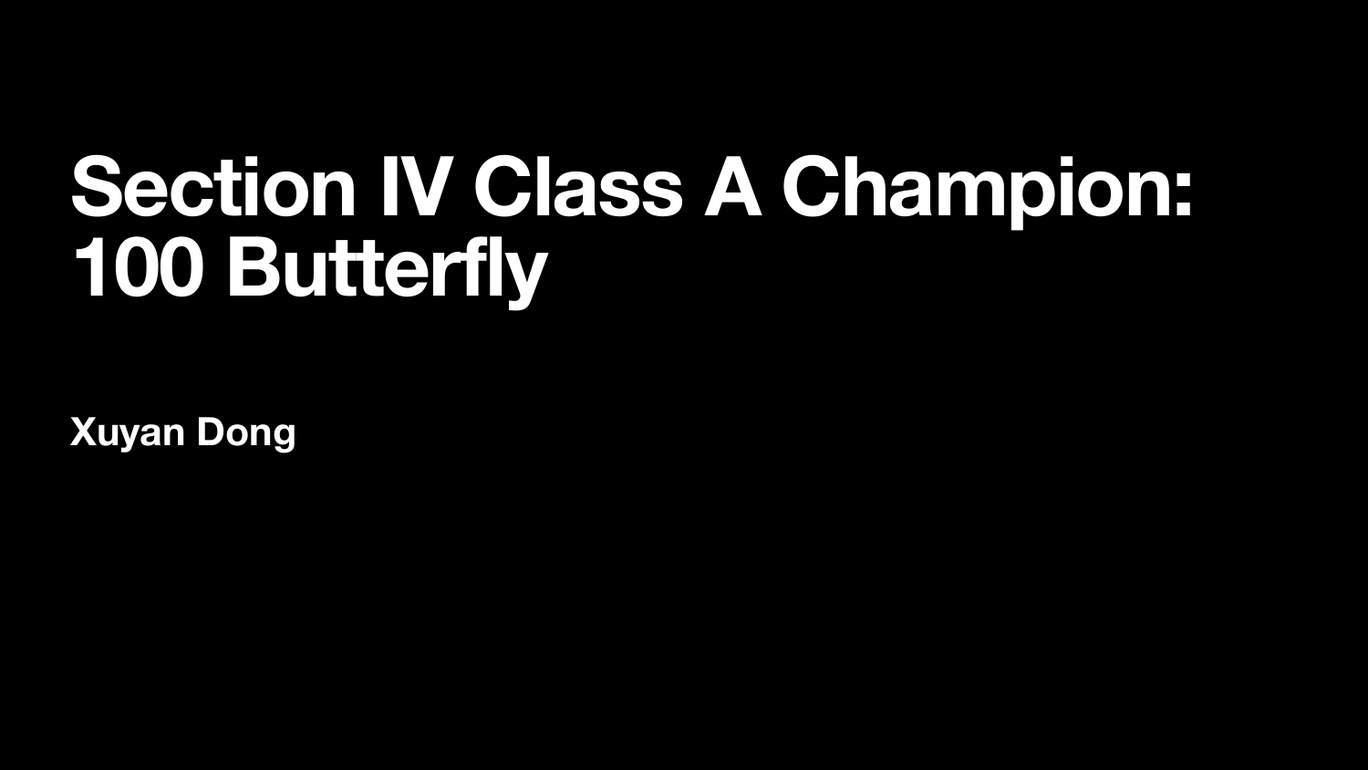# Section IV Class A Champion: 100 Butterfly

**Xuyan Dong**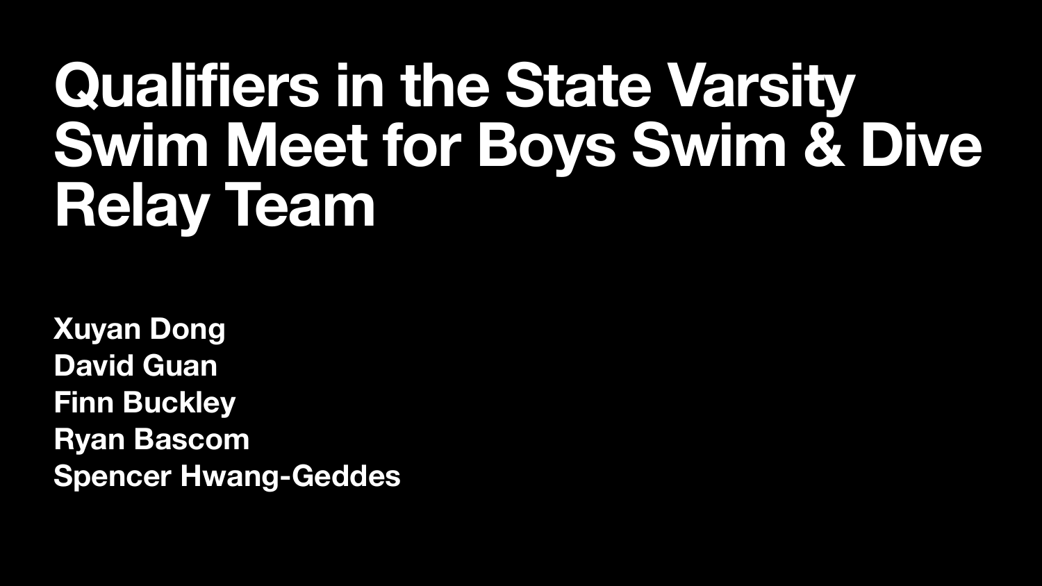# Qualifiers in the State Varsity Swim Meet for Boys Swim & Dive Relay Team

**Xuyan Dong**
**David Guan**
**Finn Buckley**
**Ryan Bascom**
**Spencer Hwang-Geddes**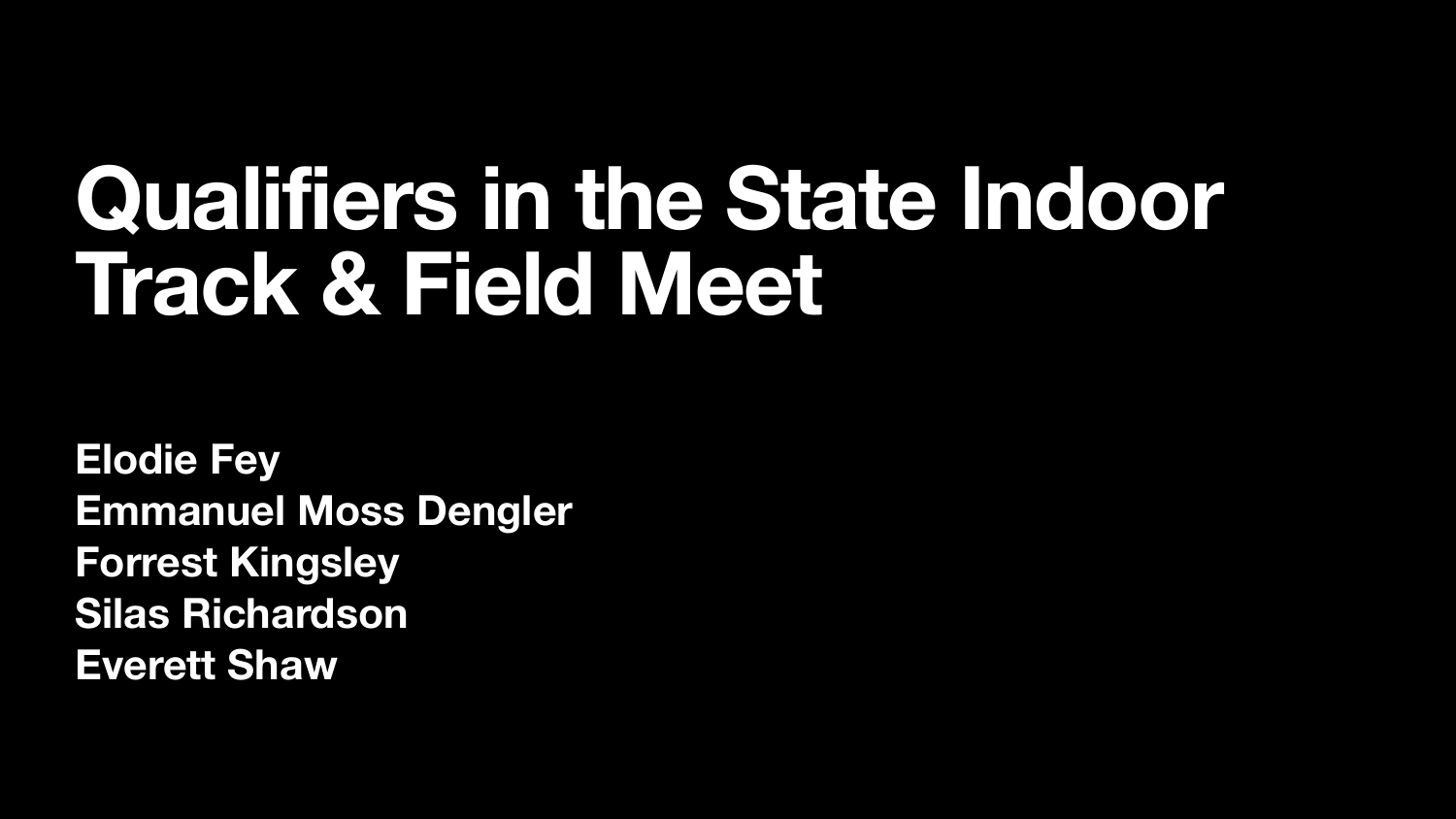# Qualifiers in the State Indoor Track & Field Meet

**Elodie Fey**
**Emmanuel Moss Dengler**
**Forrest Kingsley**
**Silas Richardson**
**Everett Shaw**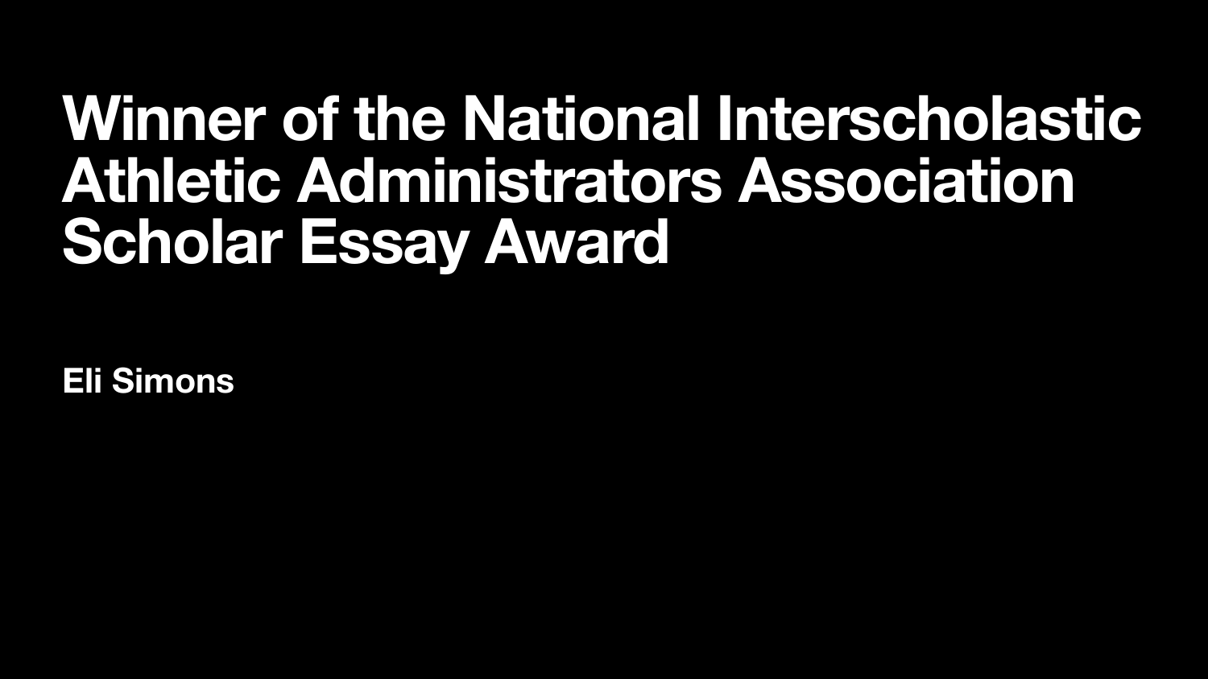# Winner of the National Interscholastic Athletic Administrators Association Scholar Essay Award

**Eli Simons**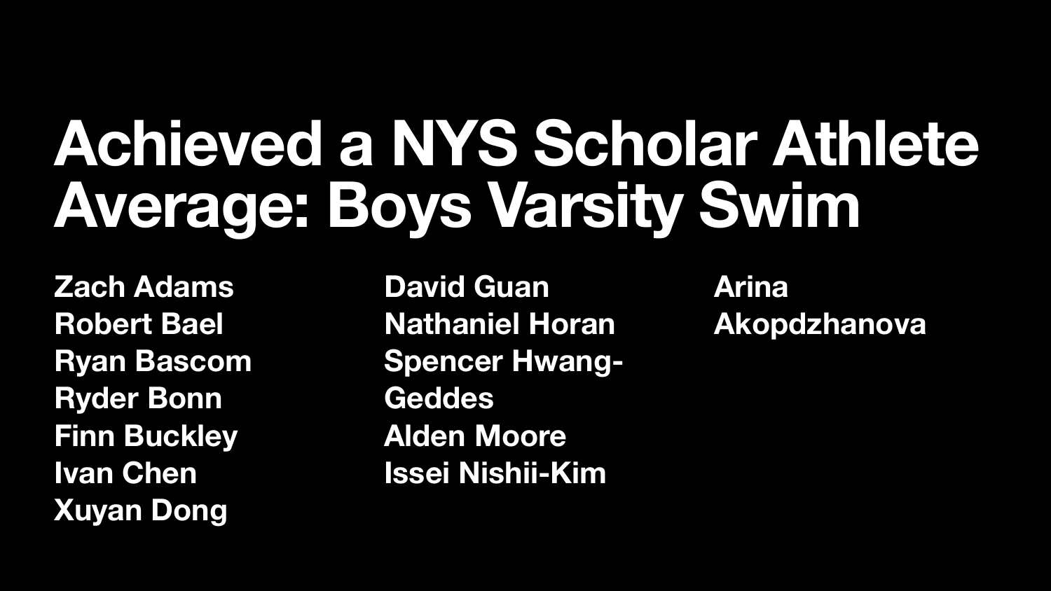# Achieved a NYS Scholar Athlete Average: Boys Varsity Swim

Zach Adams
Robert Bael
Ryan Bascom
Ryder Bonn
Finn Buckley
Ivan Chen
Xuyan Dong
David Guan
Nathaniel Horan
Spencer Hwang-Geddes
Alden Moore
Issei Nishii-Kim
Arina Akopdzhanova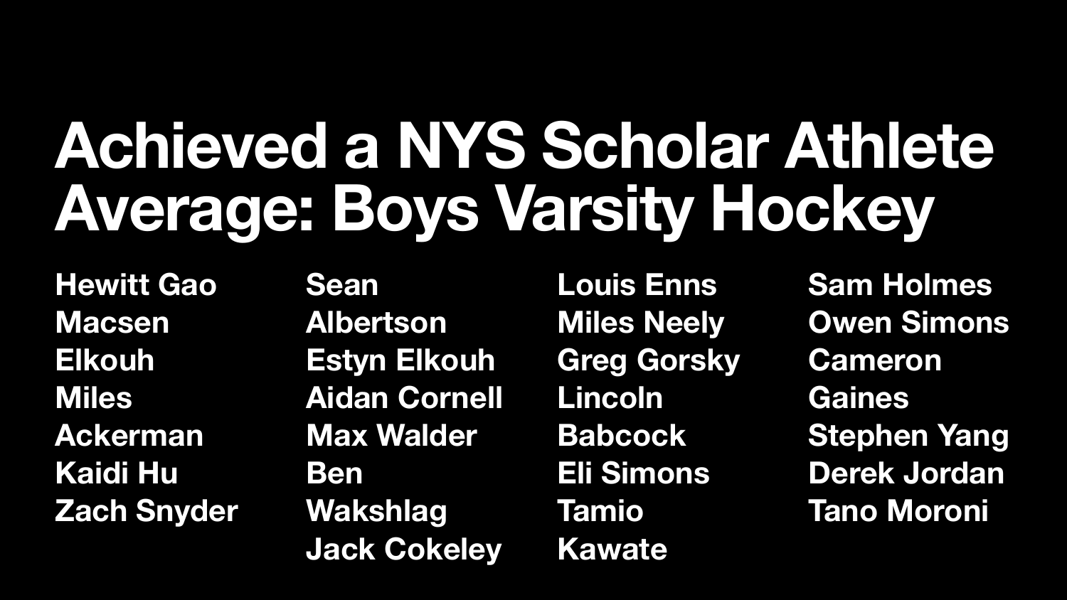# Achieved a NYS Scholar Athlete Average: Boys Varsity Hockey

- Hewitt Gao
- Macsen Elkouh
- Miles Ackerman
- Kaidi Hu
- Zach Snyder
- Sean Albertson
- Estyn Elkouh
- Aidan Cornell
- Max Walder
- Ben Wakshlag
- Jack Cokeley
- Louis Enns
- Miles Neely
- Greg Gorsky
- Lincoln Babcock
- Eli Simons
- Tamio Kawate
- Sam Holmes
- Owen Simons
- Cameron Gaines
- Stephen Yang
- Derek Jordan
- Tano Moroni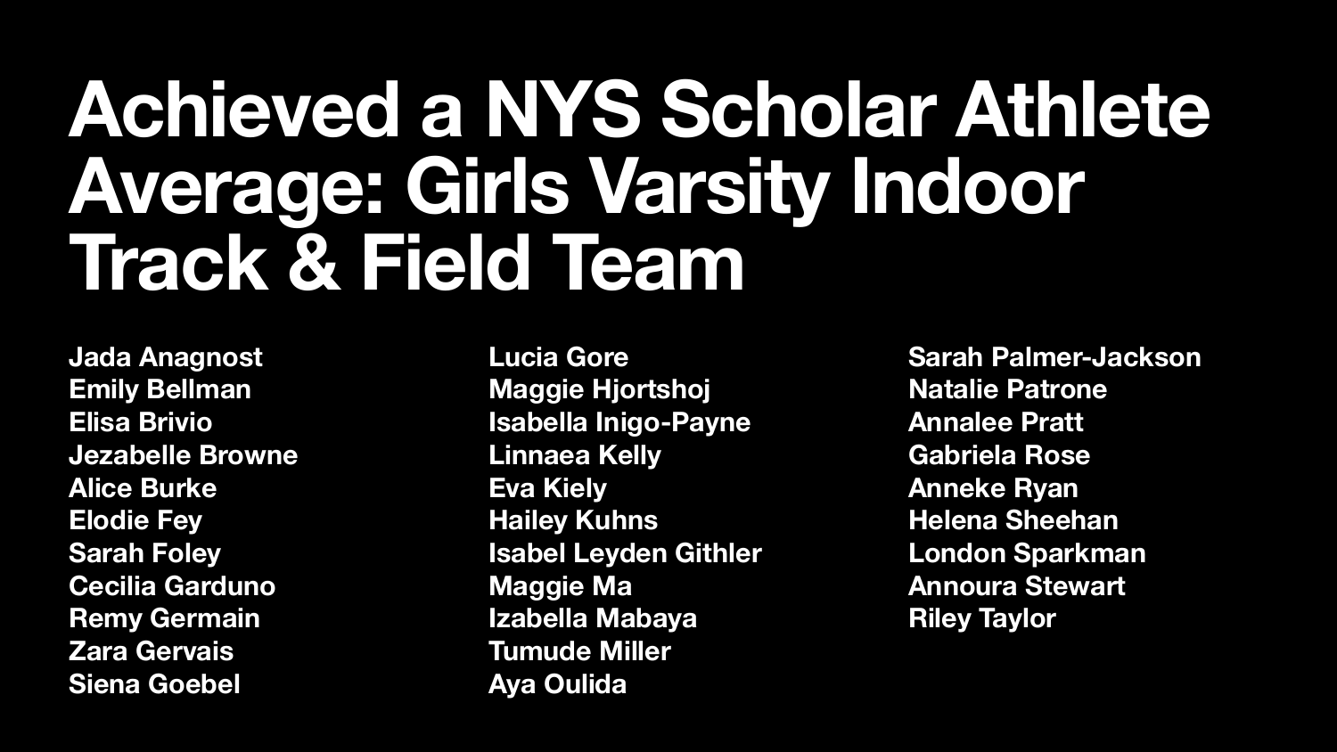# Achieved a NYS Scholar Athlete Average: Girls Varsity Indoor Track & Field Team

Jada Anagnost
Emily Bellman
Elisa Brivio
Jezabelle Browne
Alice Burke
Elodie Fey
Sarah Foley
Cecilia Garduno
Remy Germain
Zara Gervais
Siena Goebel
Lucia Gore
Maggie Hjortshoj
Isabella Inigo-Payne
Linnaea Kelly
Eva Kiely
Hailey Kuhns
Isabel Leyden Githler
Maggie Ma
Izabella Mabaya
Tumude Miller
Aya Oulida
Sarah Palmer-Jackson
Natalie Patrone
Annalee Pratt
Gabriela Rose
Anneke Ryan
Helena Sheehan
London Sparkman
Annoura Stewart
Riley Taylor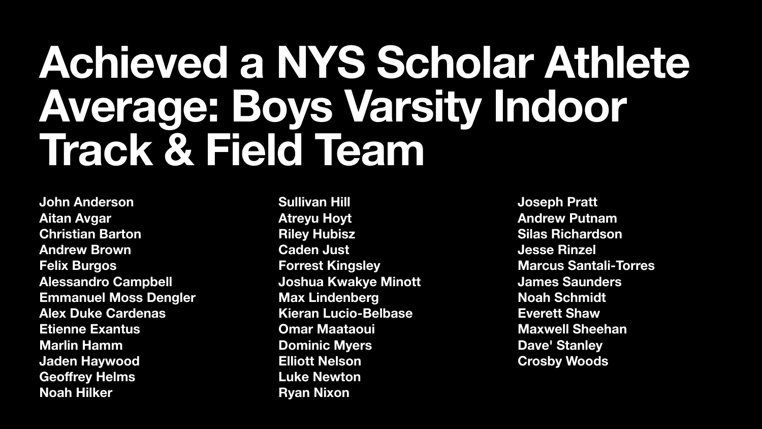# Achieved a NYS Scholar Athlete Average: Boys Varsity Indoor Track & Field Team

**John Anderson**
**Aitan Avgar**
**Christian Barton**
**Andrew Brown**
**Felix Burgos**
**Alessandro Campbell**
**Emmanuel Moss Dengler**
**Alex Duke Cardenas**
**Etienne Exantus**
**Marlin Hamm**
**Jaden Haywood**
**Geoffrey Helms**
**Noah Hilker**
**Sullivan Hill**
**Atreyu Hoyt**
**Riley Hubisz**
**Caden Just**
**Forrest Kingsley**
**Joshua Kwakye Minott**
**Max Lindenberg**
**Kieran Lucio-Belbase**
**Omar Maataoui**
**Dominic Myers**
**Elliott Nelson**
**Luke Newton**
**Ryan Nixon**
**Joseph Pratt**
**Andrew Putnam**
**Silas Richardson**
**Jesse Rinzel**
**Marcus Santali-Torres**
**James Saunders**
**Noah Schmidt**
**Everett Shaw**
**Maxwell Sheehan**
**Dave' Stanley**
**Crosby Woods**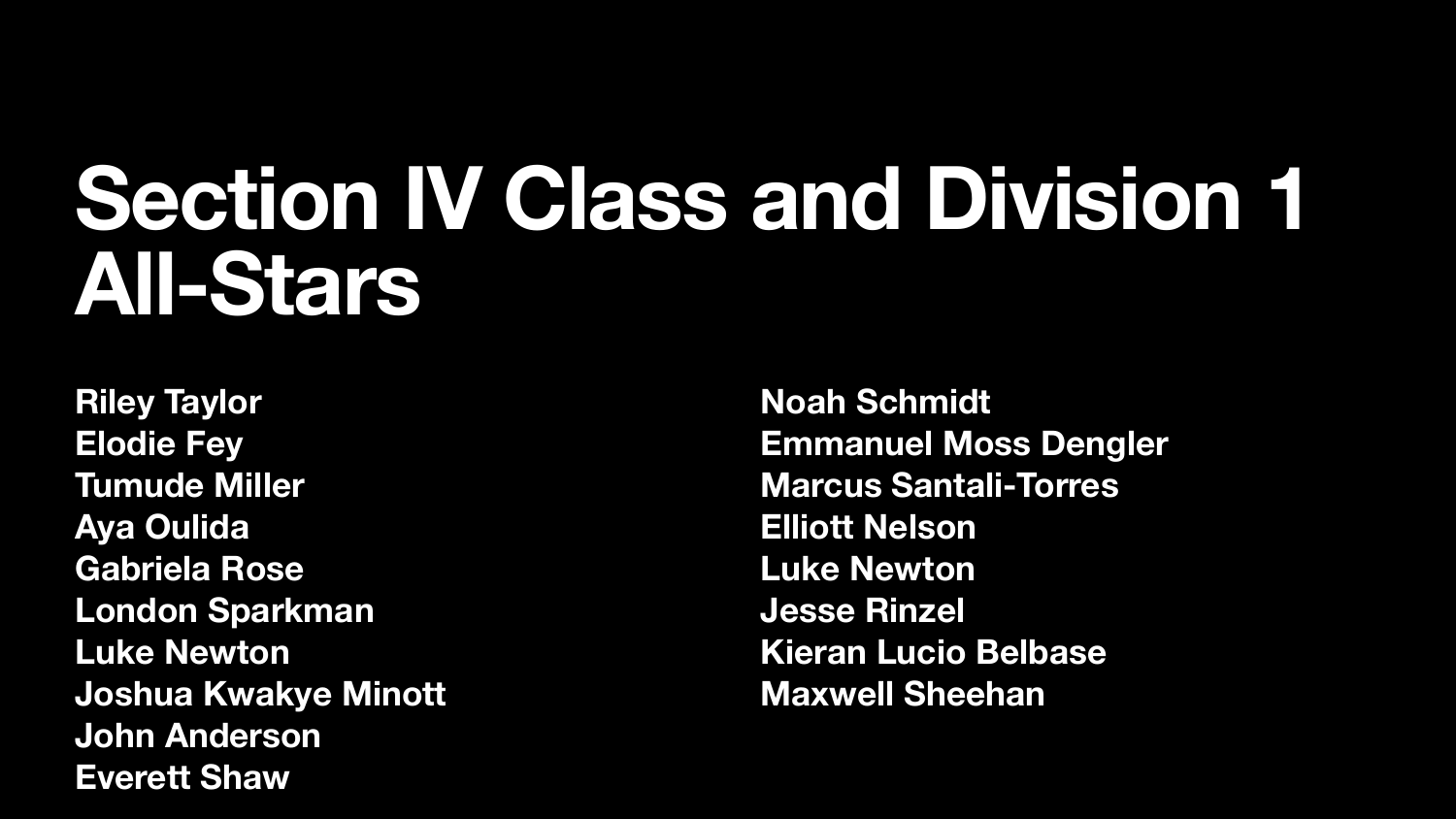# Section IV Class and Division 1 All-Stars

Riley Taylor
Elodie Fey
Tumude Miller
Aya Oulida
Gabriela Rose
London Sparkman
Luke Newton
Joshua Kwakye Minott
John Anderson
Everett Shaw
Noah Schmidt
Emmanuel Moss Dengler
Marcus Santali-Torres
Elliott Nelson
Luke Newton
Jesse Rinzel
Kieran Lucio Belbase
Maxwell Sheehan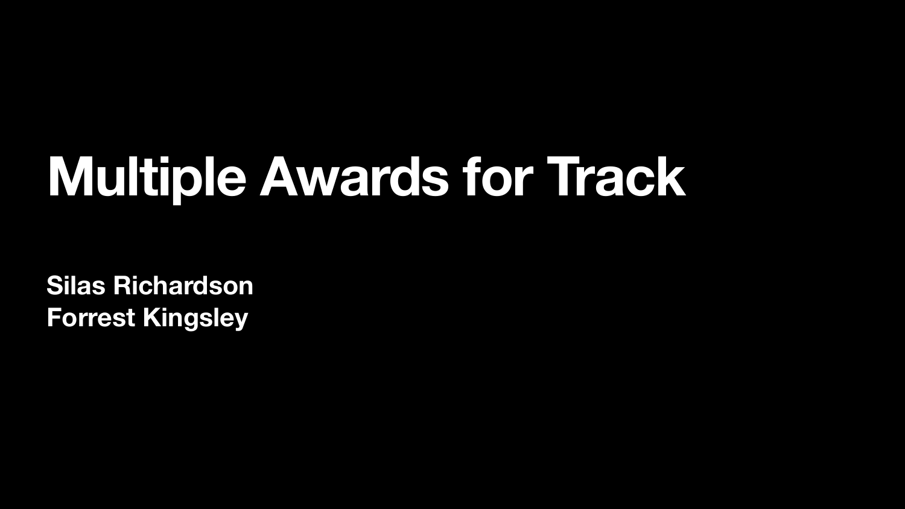# Multiple Awards for Track

**Silas Richardson**
**Forrest Kingsley**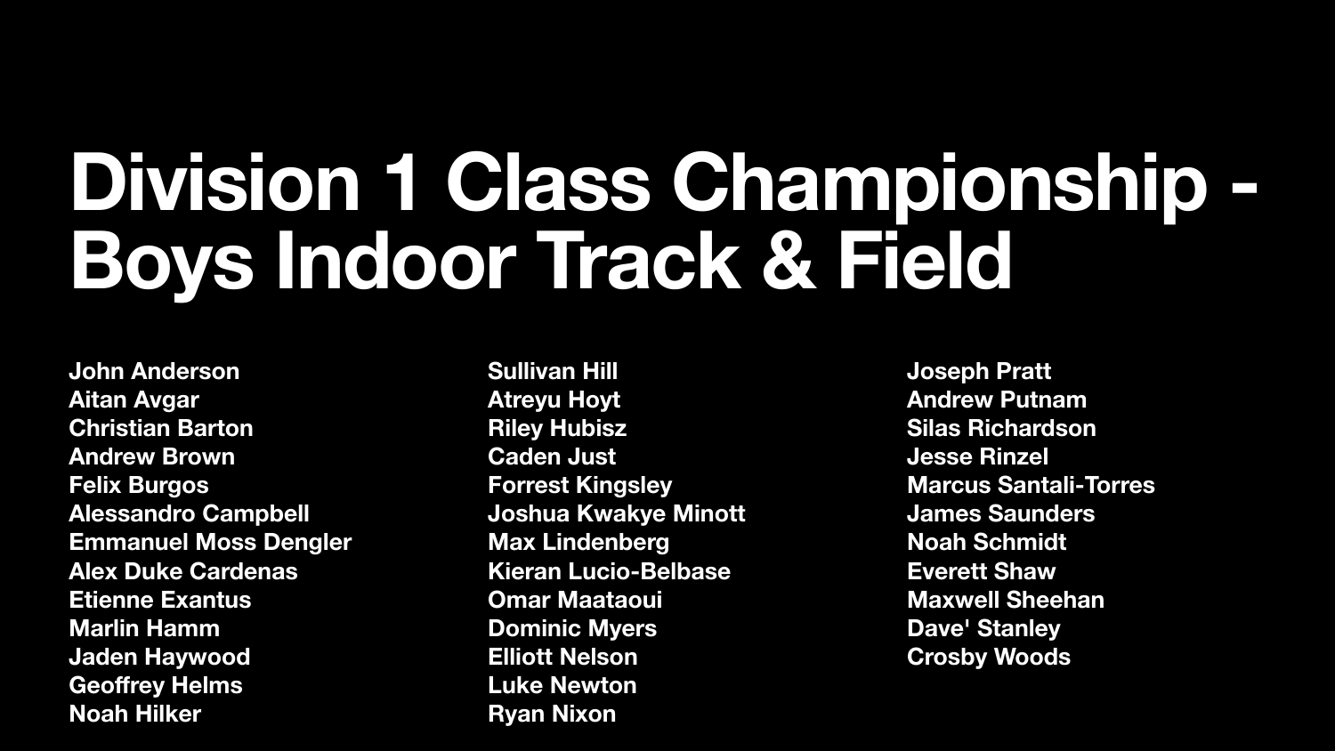# Division 1 Class Championship - Boys Indoor Track & Field

John Anderson
Aitan Avgar
Christian Barton
Andrew Brown
Felix Burgos
Alessandro Campbell
Emmanuel Moss Dengler
Alex Duke Cardenas
Etienne Exantus
Marlin Hamm
Jaden Haywood
Geoffrey Helms
Noah Hilker
Sullivan Hill
Atreyu Hoyt
Riley Hubisz
Caden Just
Forrest Kingsley
Joshua Kwakye Minott
Max Lindenberg
Kieran Lucio-Belbase
Omar Maataoui
Dominic Myers
Elliott Nelson
Luke Newton
Ryan Nixon
Joseph Pratt
Andrew Putnam
Silas Richardson
Jesse Rinzel
Marcus Santali-Torres
James Saunders
Noah Schmidt
Everett Shaw
Maxwell Sheehan
Dave' Stanley
Crosby Woods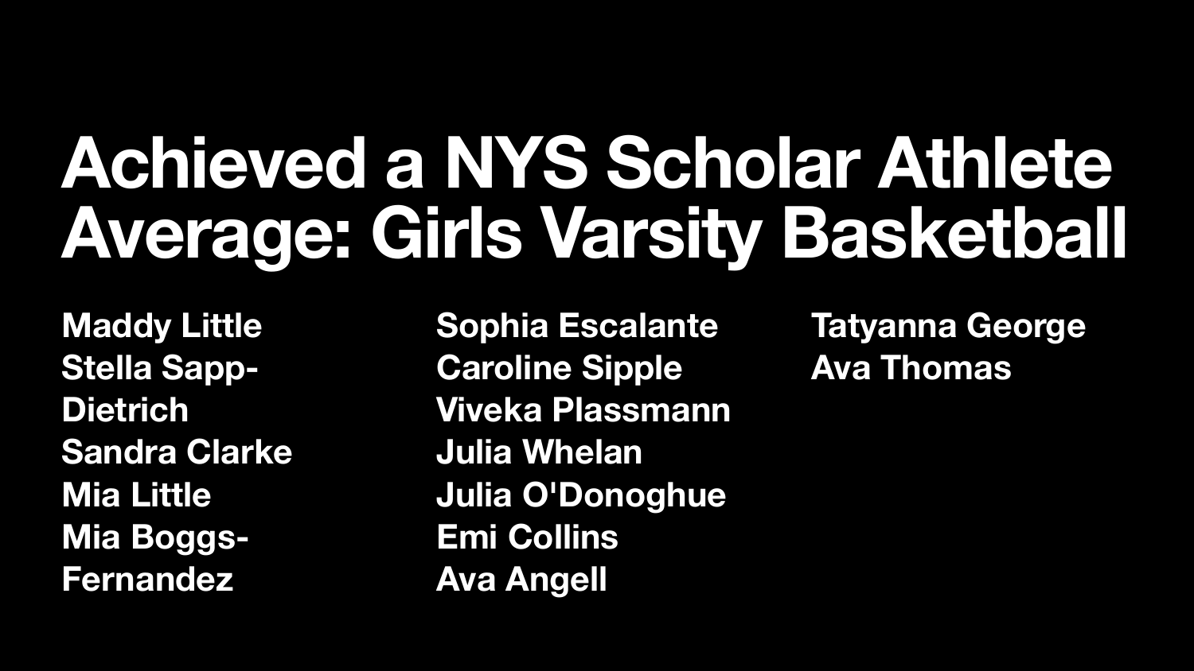# Achieved a NYS Scholar Athlete Average: Girls Varsity Basketball

Maddy Little
Stella Sapp-Dietrich
Sandra Clarke
Mia Little
Mia Boggs-Fernandez
Sophia Escalante
Caroline Sipple
Viveka Plassmann
Julia Whelan
Julia O'Donoghue
Emi Collins
Ava Angell
Tatyanna George
Ava Thomas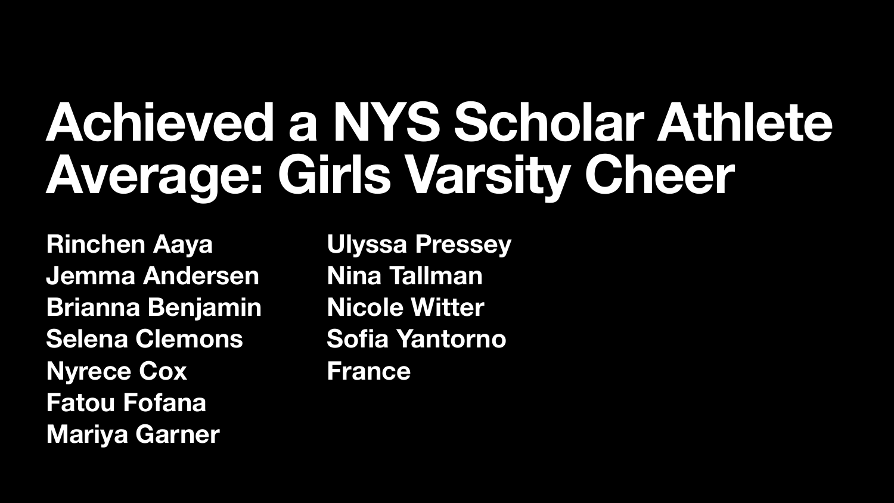# Achieved a NYS Scholar Athlete Average: Girls Varsity Cheer

Rinchen Aaya
Jemma Andersen
Brianna Benjamin
Selena Clemons
Nyrece Cox
Fatou Fofana
Mariya Garner
Ulyssa Pressey
Nina Tallman
Nicole Witter
Sofia Yantorno
France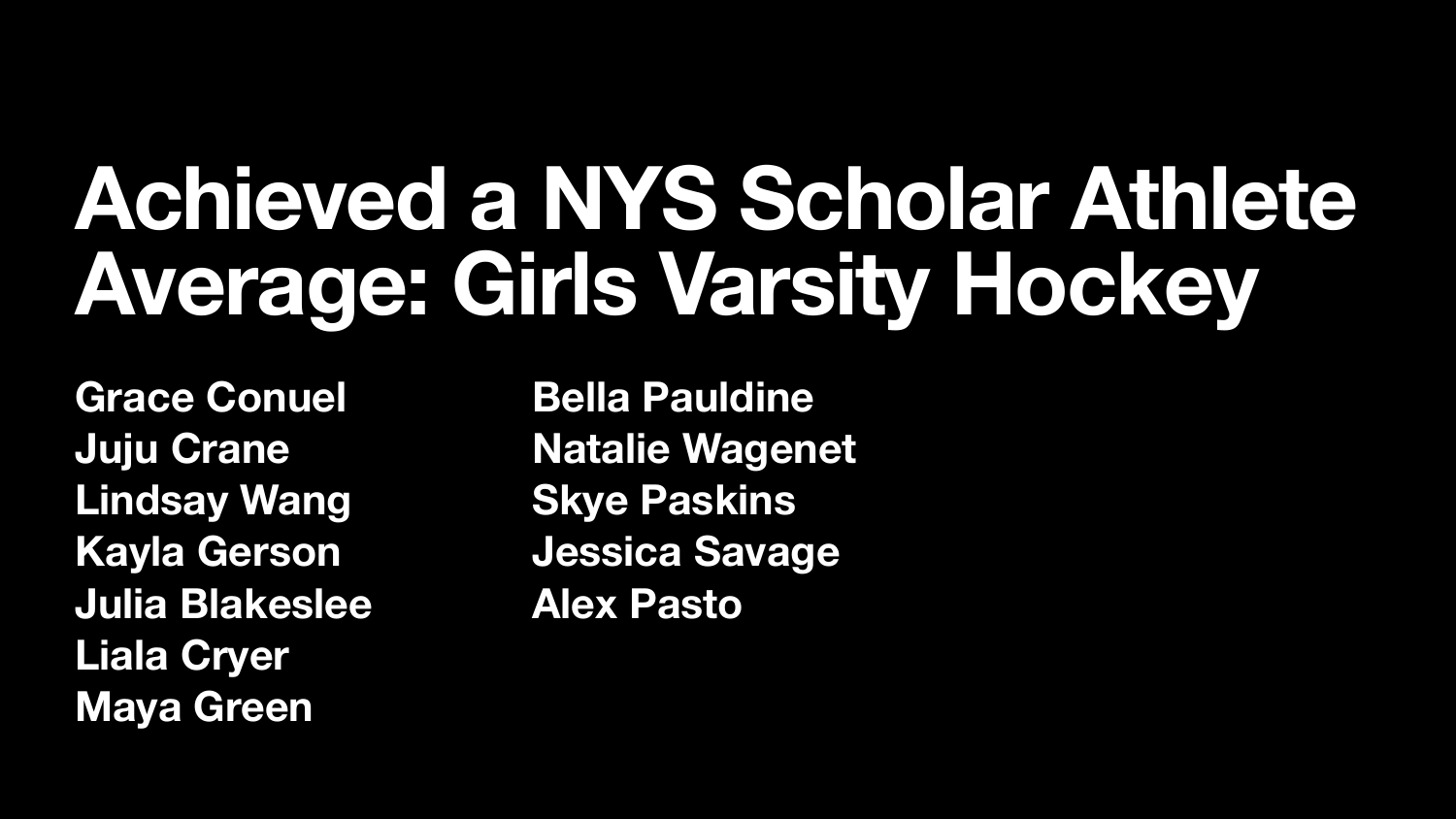# Achieved a NYS Scholar Athlete Average: Girls Varsity Hockey

Grace Conuel
Juju Crane
Lindsay Wang
Kayla Gerson
Julia Blakeslee
Liala Cryer
Maya Green
Bella Pauldine
Natalie Wagenet
Skye Paskins
Jessica Savage
Alex Pasto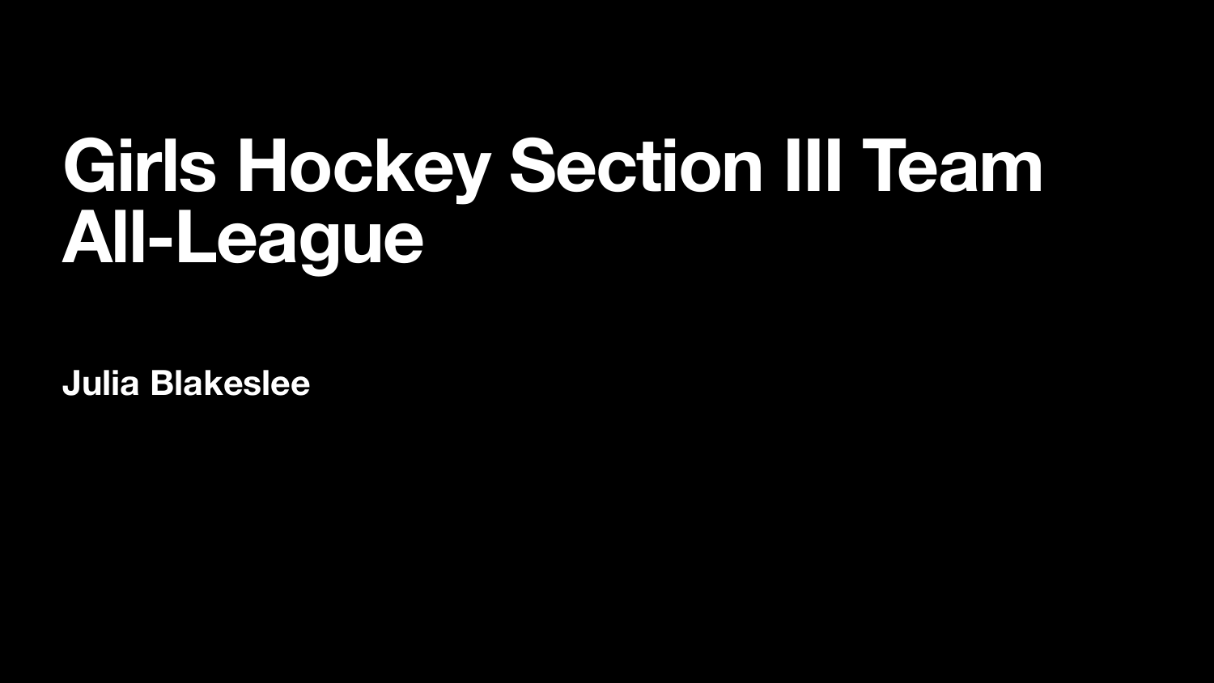# Girls Hockey Section III Team All-League

**Julia Blakeslee**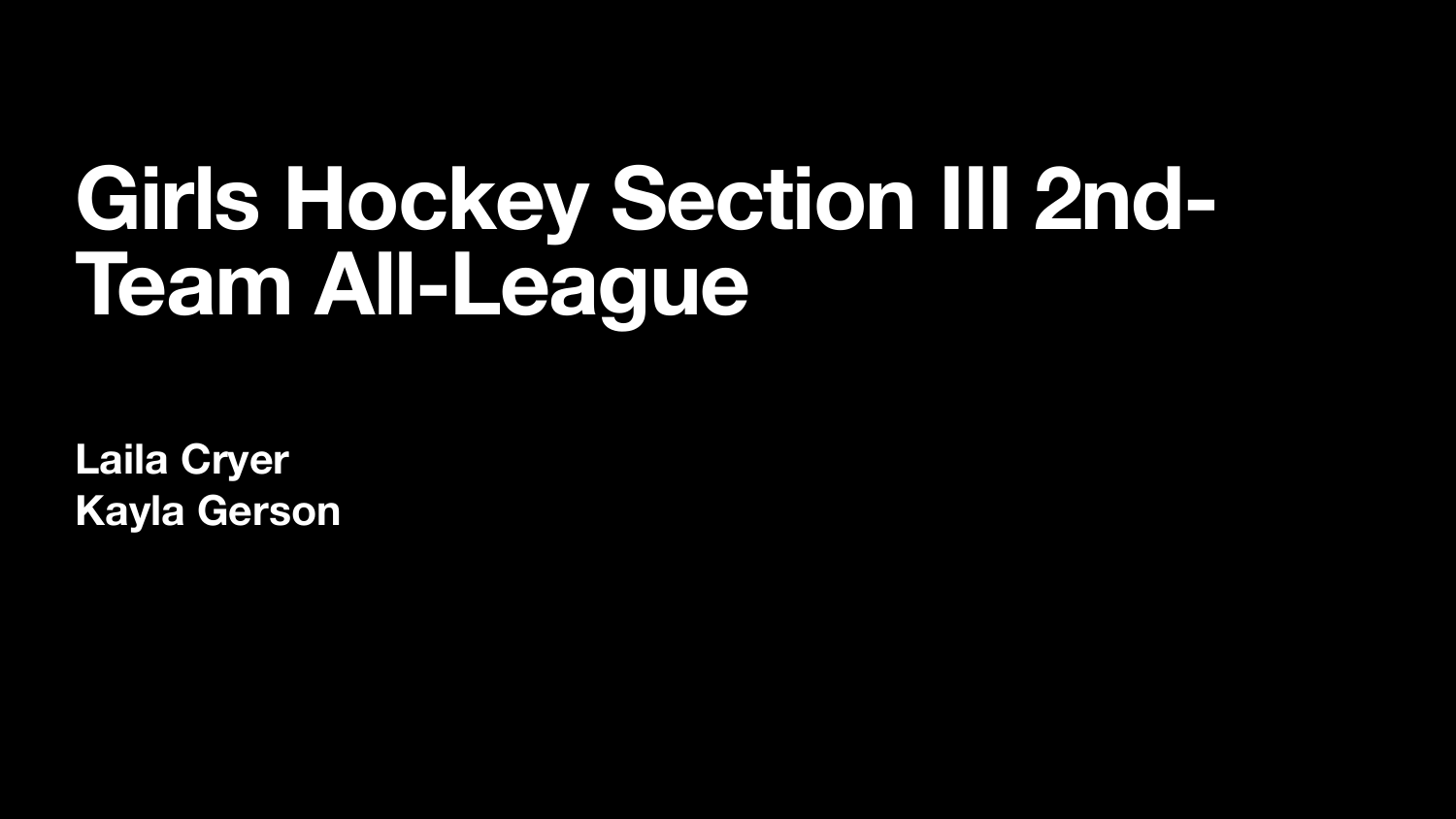# Girls Hockey Section III 2nd-Team All-League

**Laila Cryer**
**Kayla Gerson**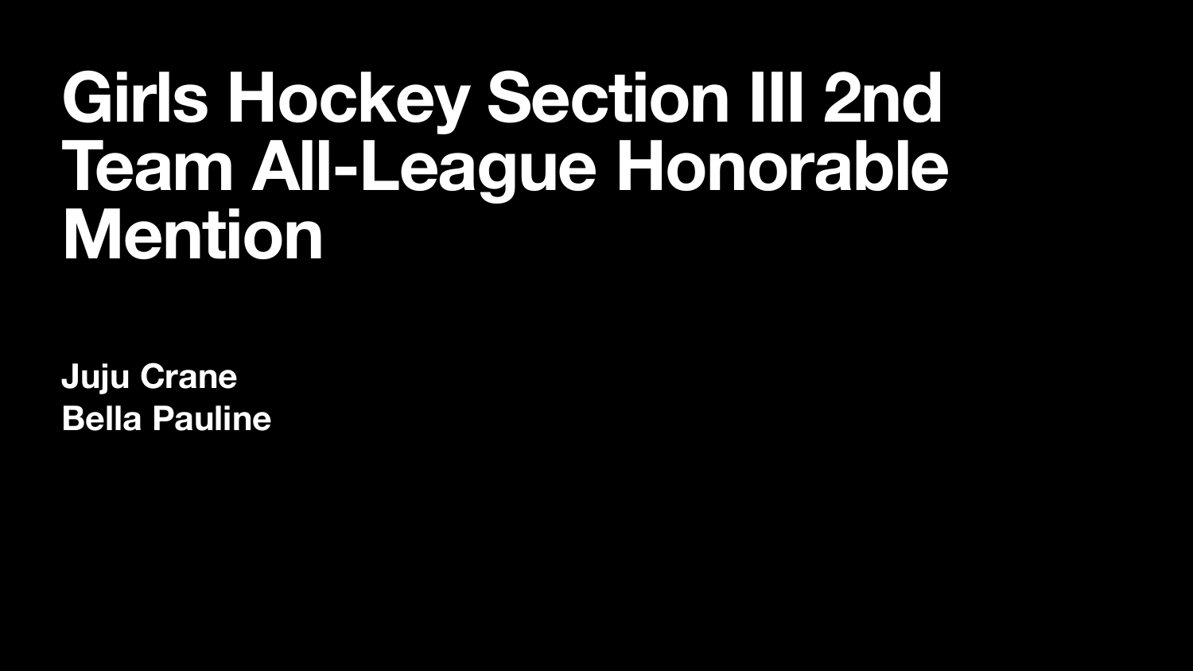# Girls Hockey Section III 2nd Team All-League Honorable Mention

**Juju Crane**
**Bella Pauline**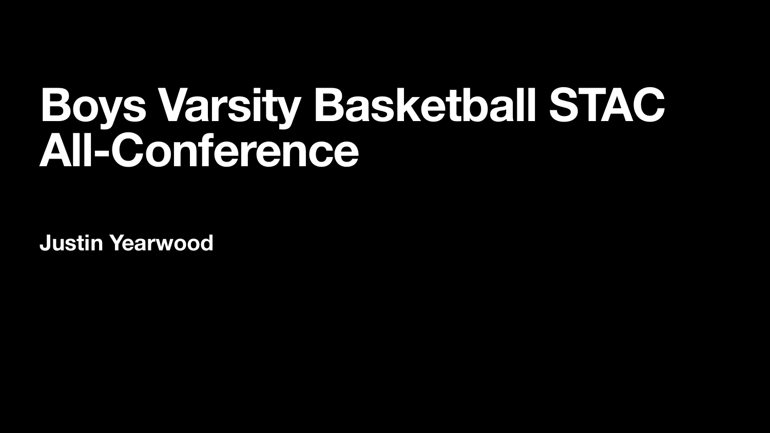# Boys Varsity Basketball STAC All-Conference

**Justin Yearwood**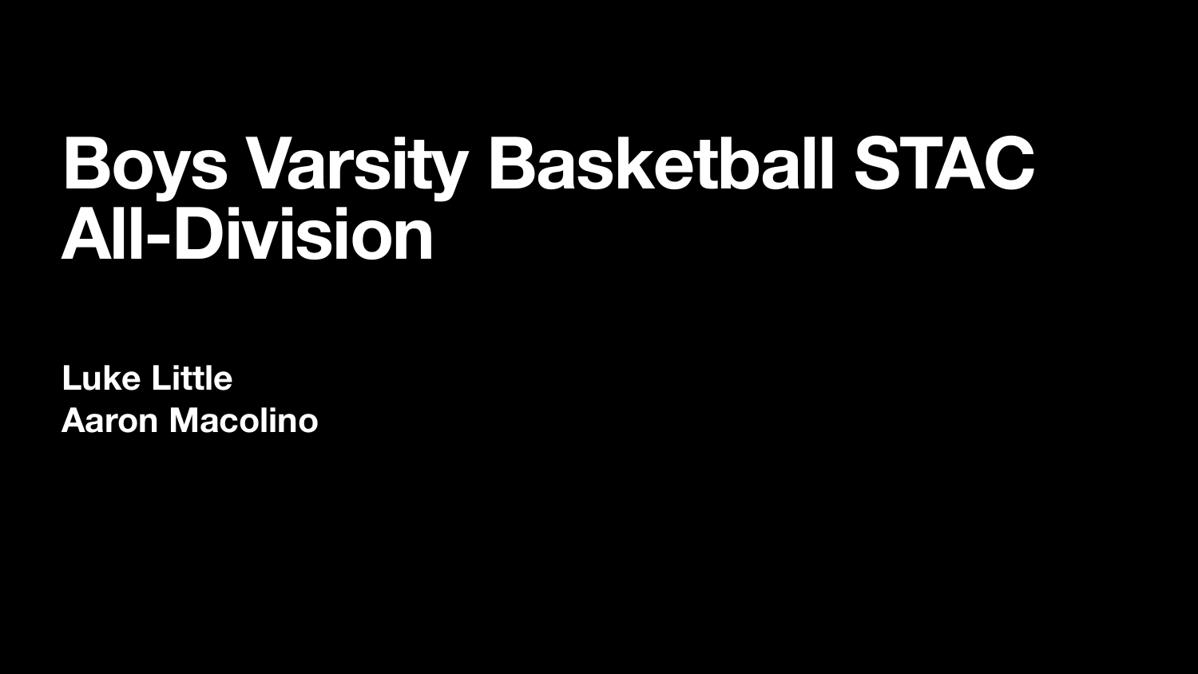# Boys Varsity Basketball STAC All-Division

**Luke Little**
**Aaron Macolino**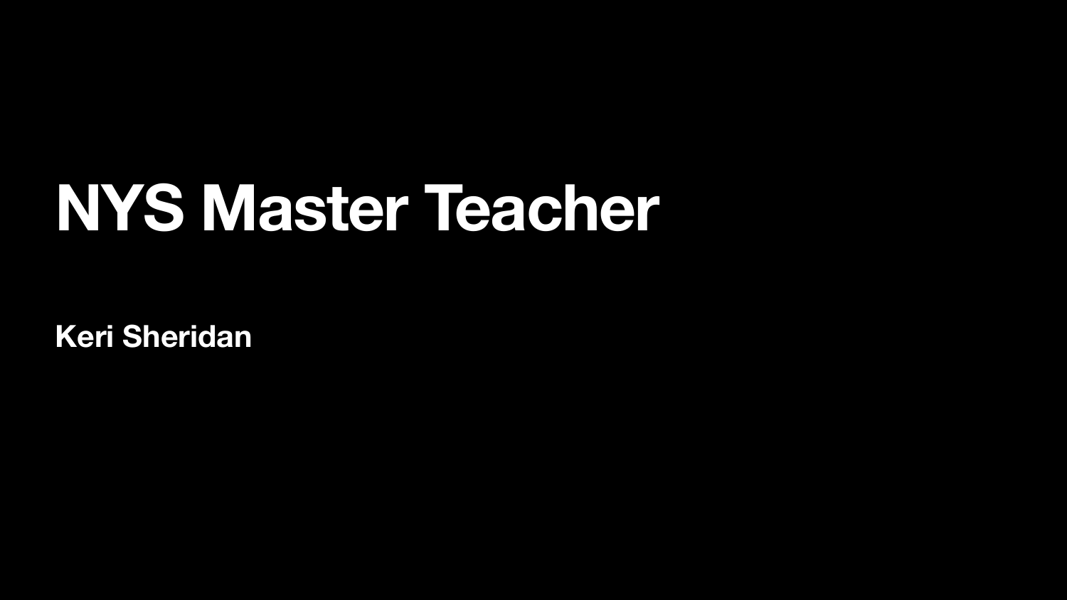# NYS Master Teacher

**Keri Sheridan**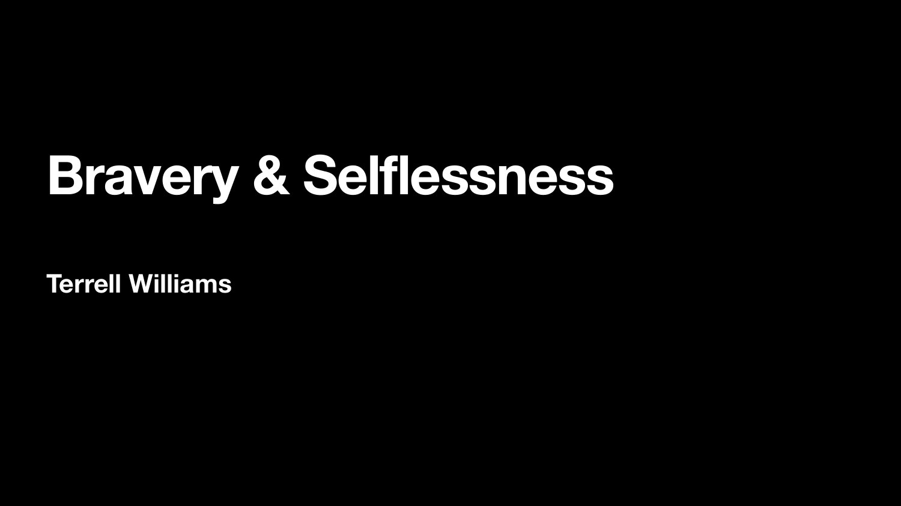# Bravery & Selflessness

**Terrell Williams**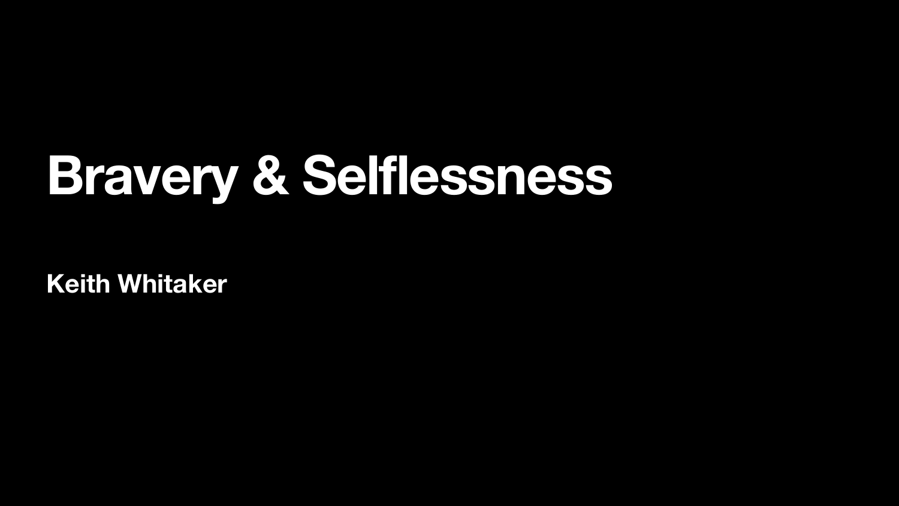# Bravery & Selflessness

**Keith Whitaker**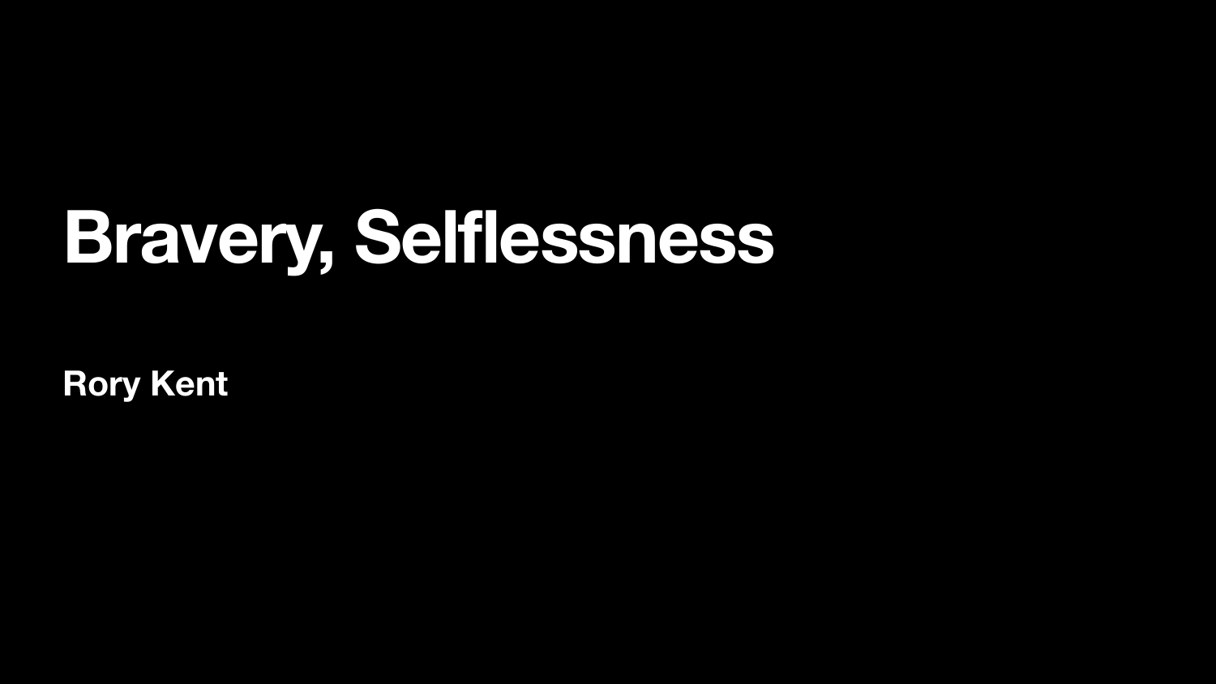# Bravery, Selflessness

**Rory Kent**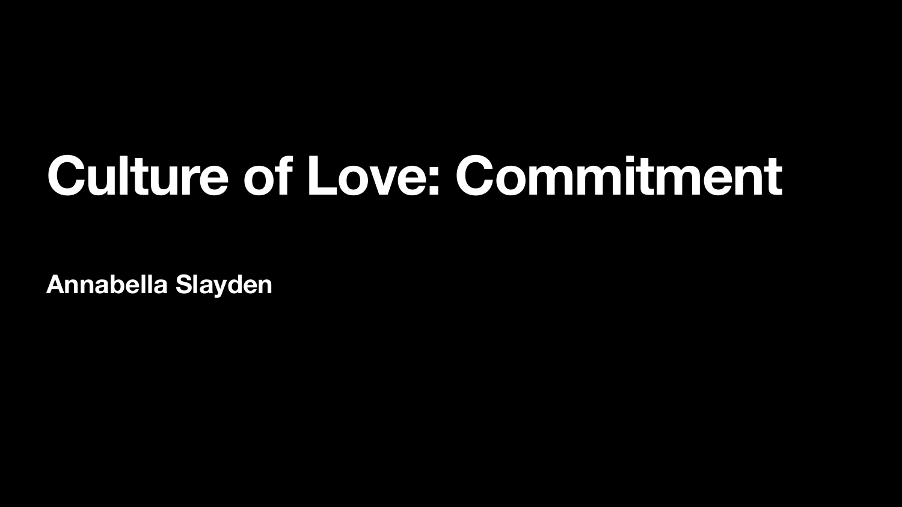# Culture of Love: Commitment

**Annabella Slayden**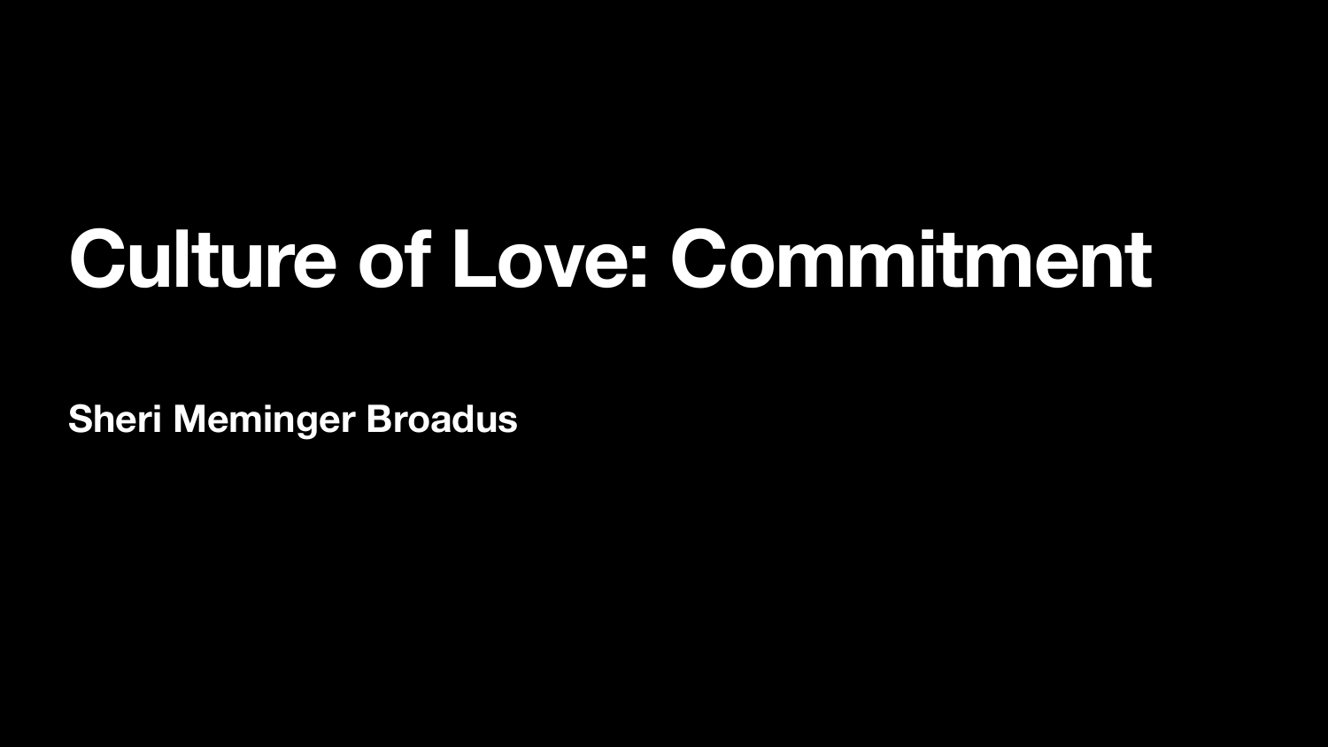# Culture of Love: Commitment

**Sheri Meminger Broadus**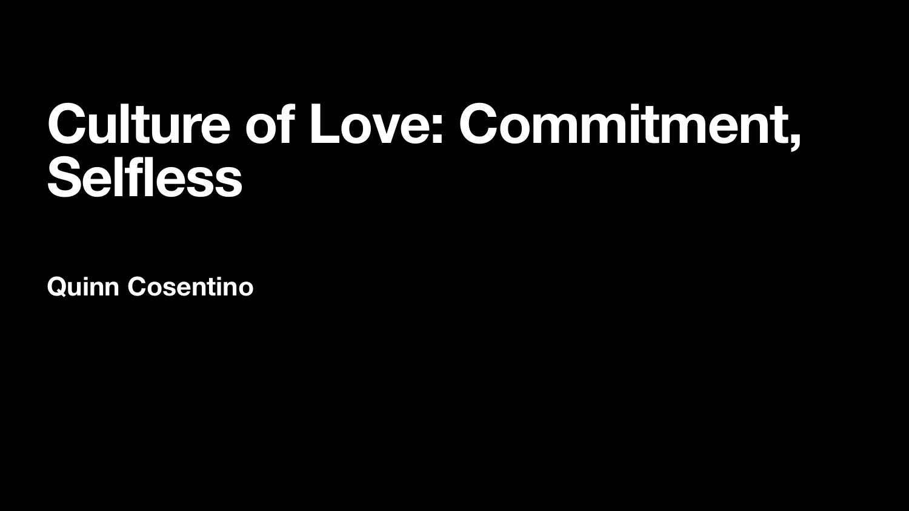# Culture of Love: Commitment, Selfless

**Quinn Cosentino**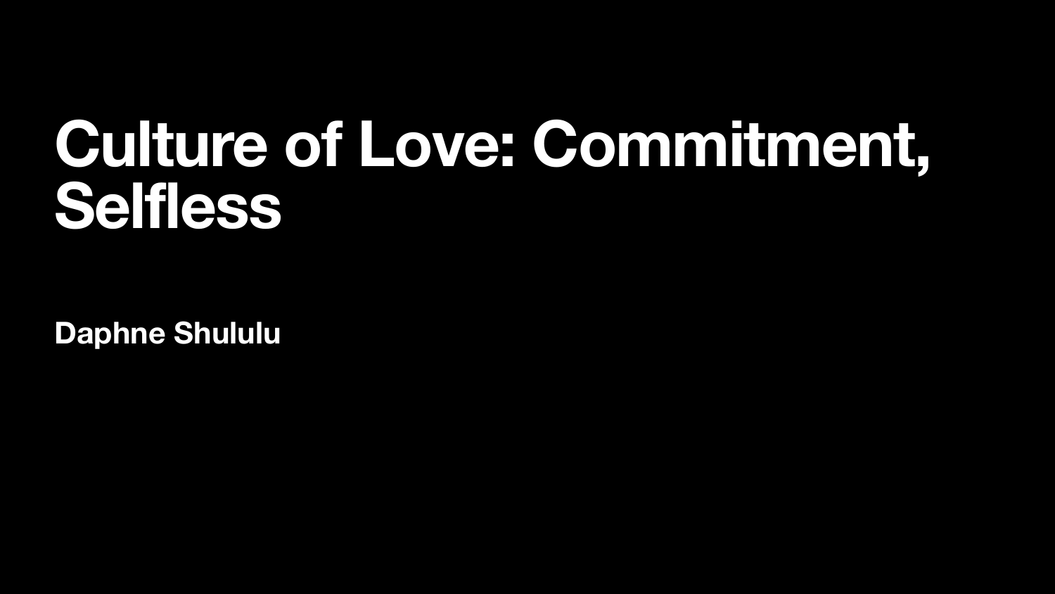# Culture of Love: Commitment, Selfless

**Daphne Shululu**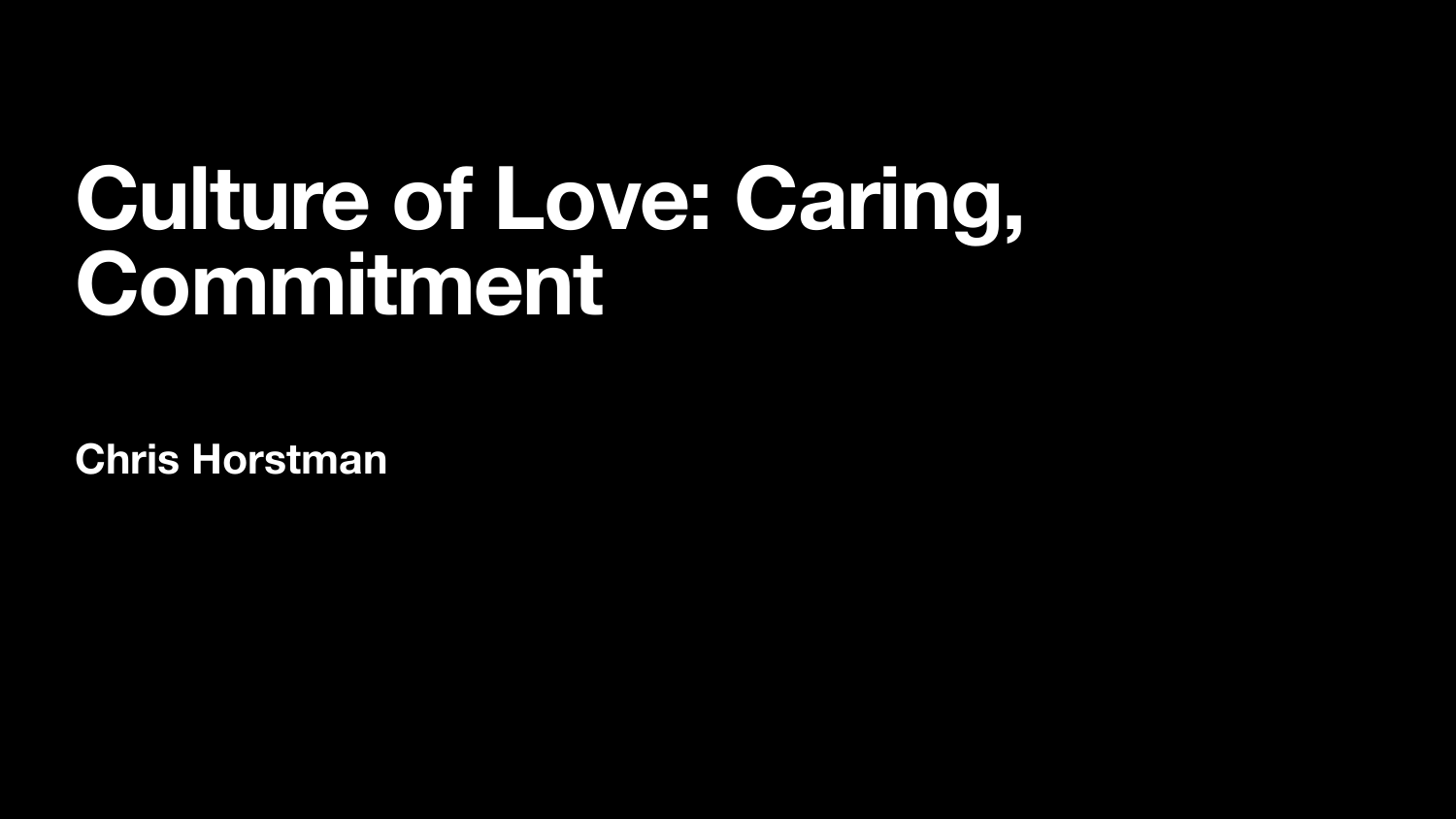# Culture of Love: Caring, Commitment

**Chris Horstman**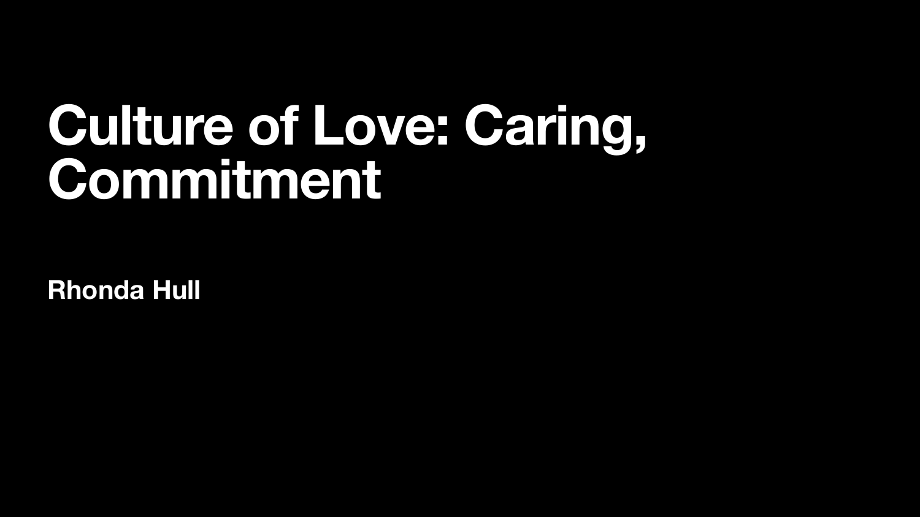# Culture of Love: Caring, Commitment

**Rhonda Hull**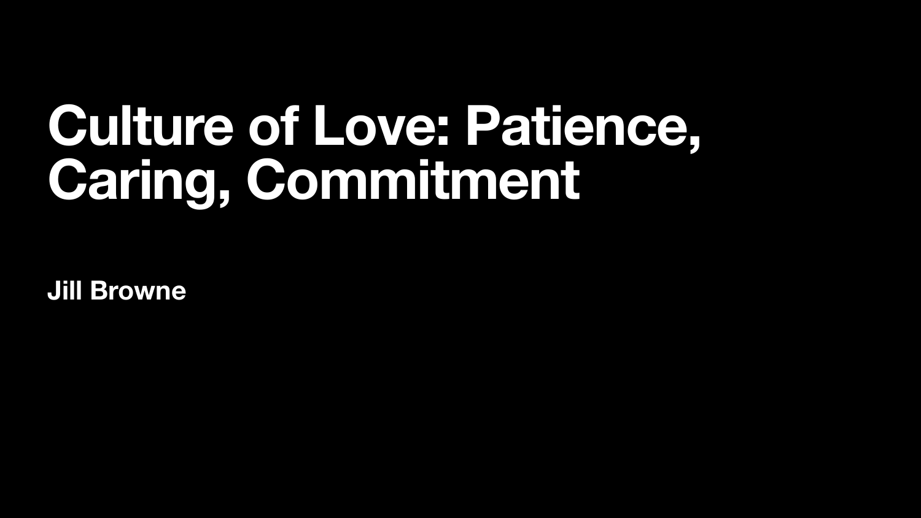# Culture of Love: Patience, Caring, Commitment

**Jill Browne**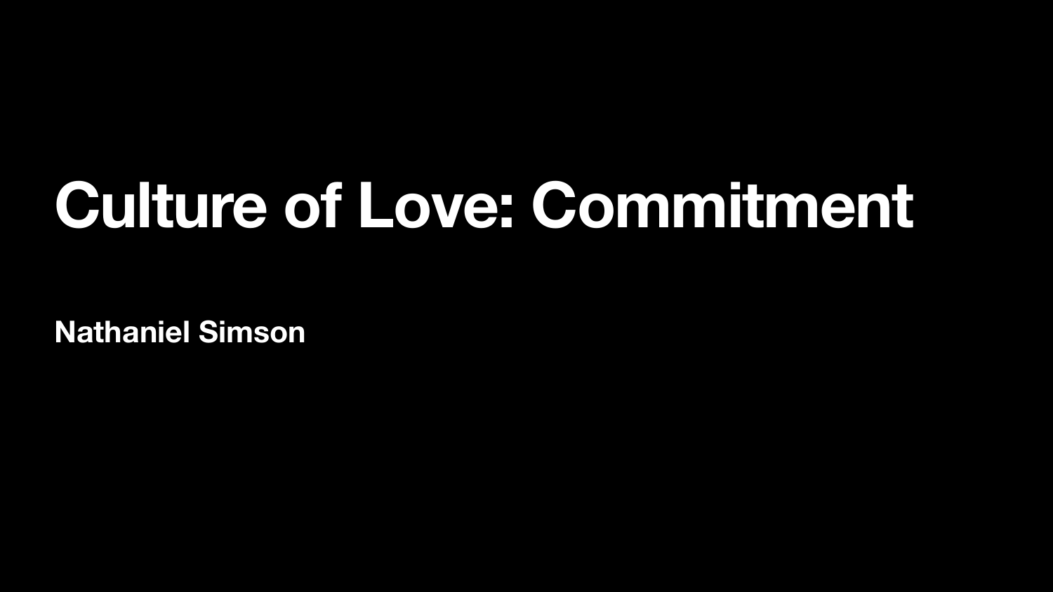# Culture of Love: Commitment

**Nathaniel Simson**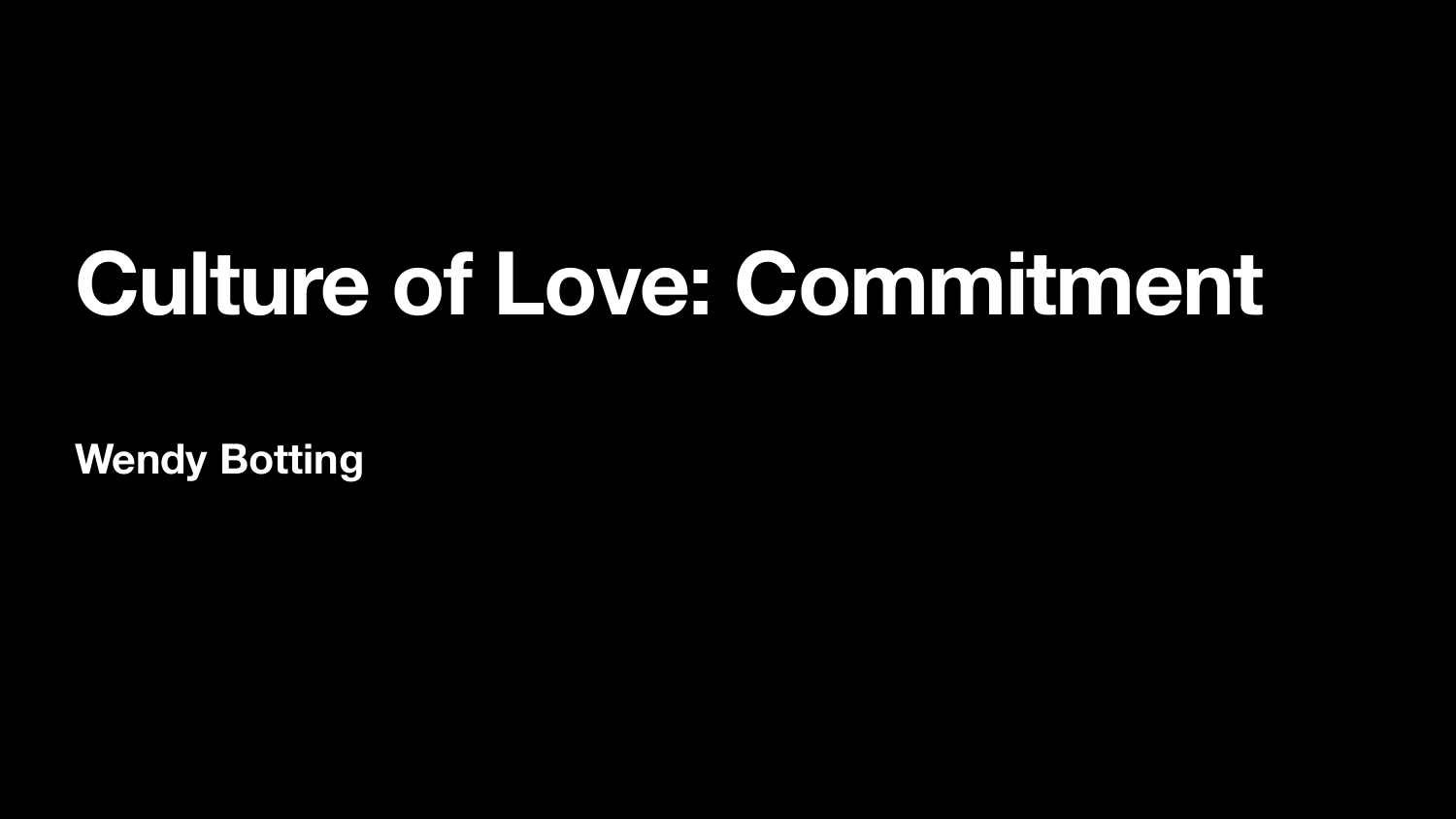# Culture of Love: Commitment

**Wendy Botting**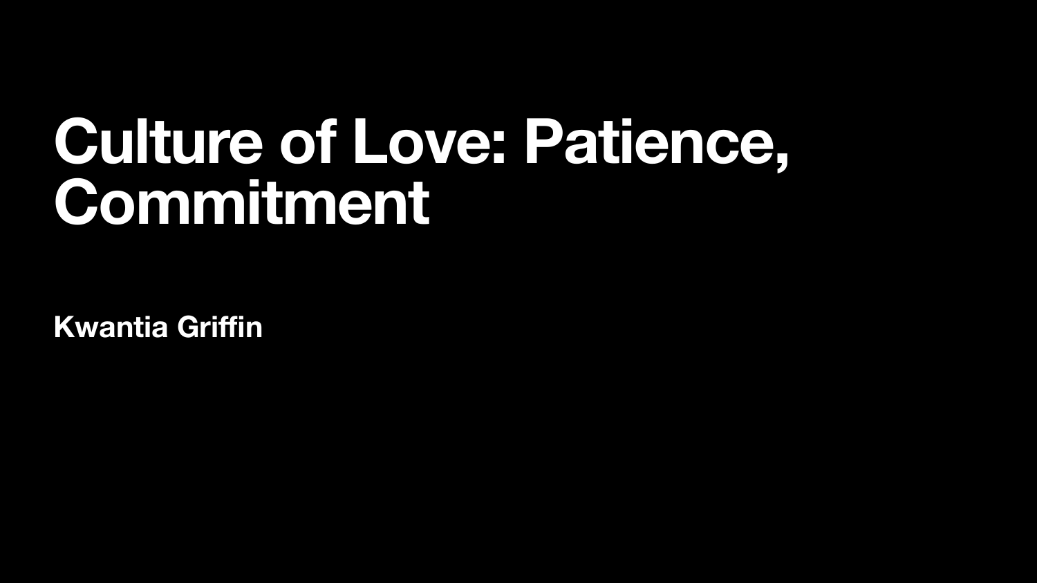# Culture of Love: Patience, Commitment

**Kwantia Griffin**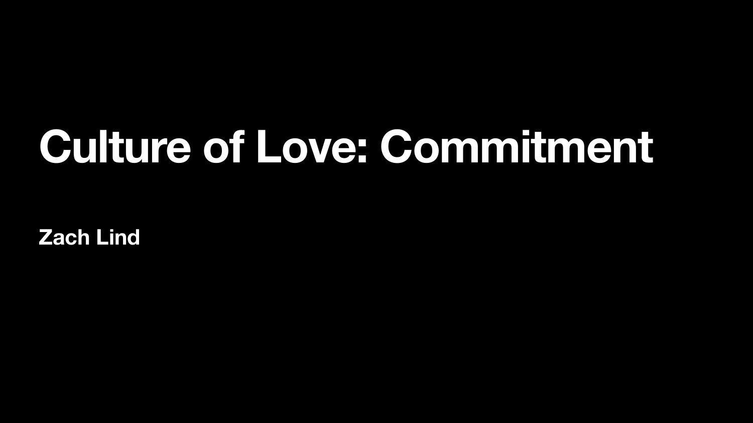# Culture of Love: Commitment

**Zach Lind**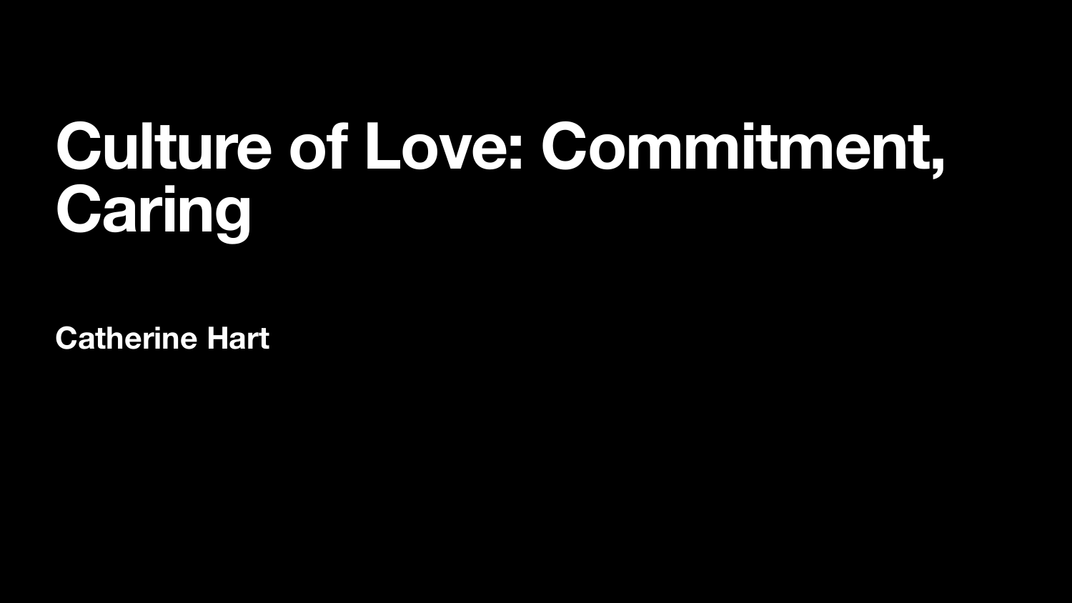# Culture of Love: Commitment, Caring

**Catherine Hart**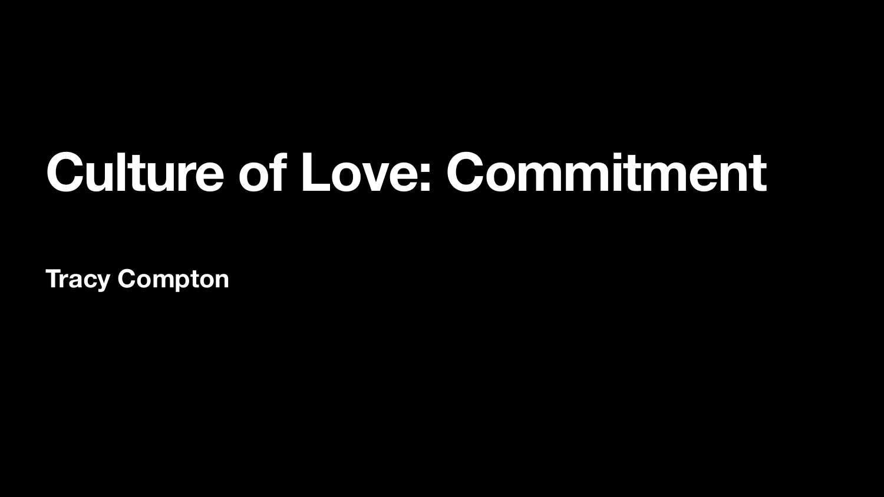# Culture of Love: Commitment

**Tracy Compton**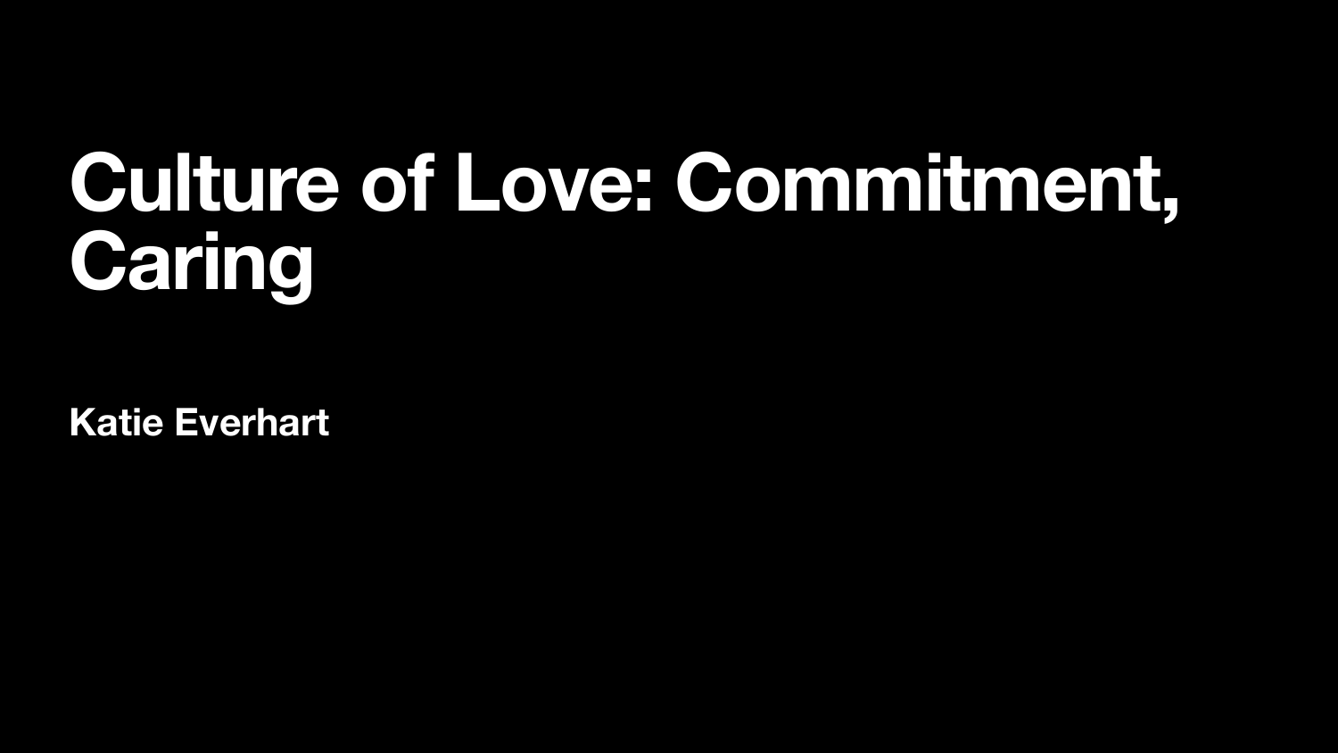# Culture of Love: Commitment, Caring

**Katie Everhart**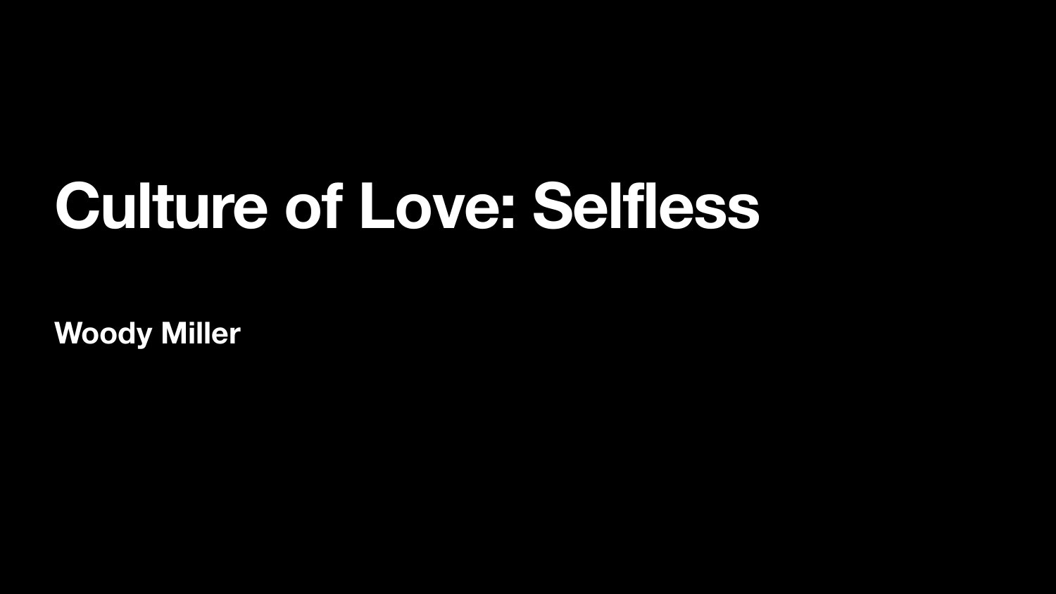# Culture of Love: Selfless

**Woody Miller**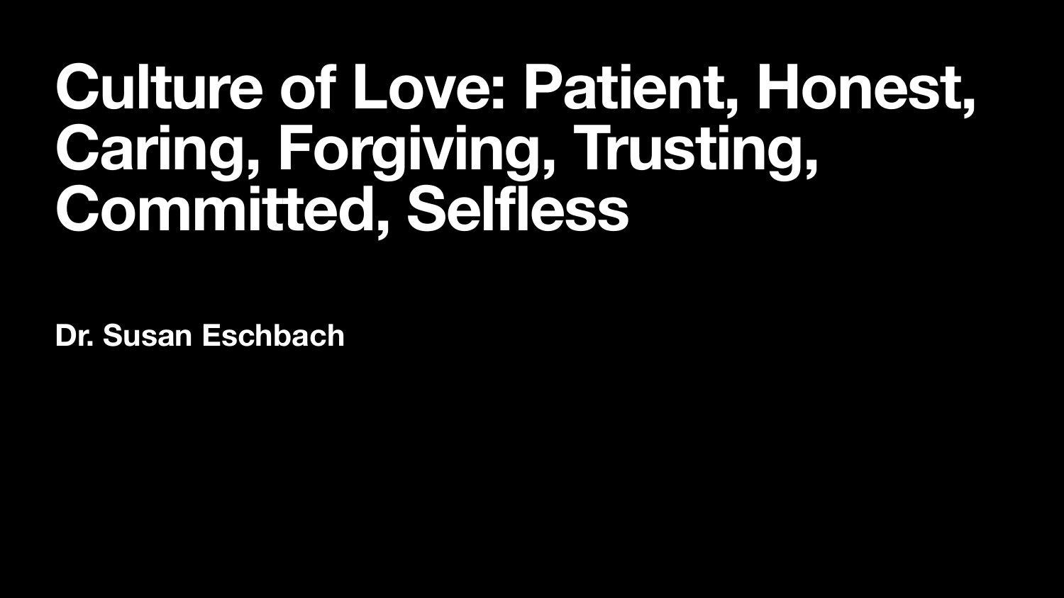# Culture of Love: Patient, Honest, Caring, Forgiving, Trusting, Committed, Selfless

**Dr. Susan Eschbach**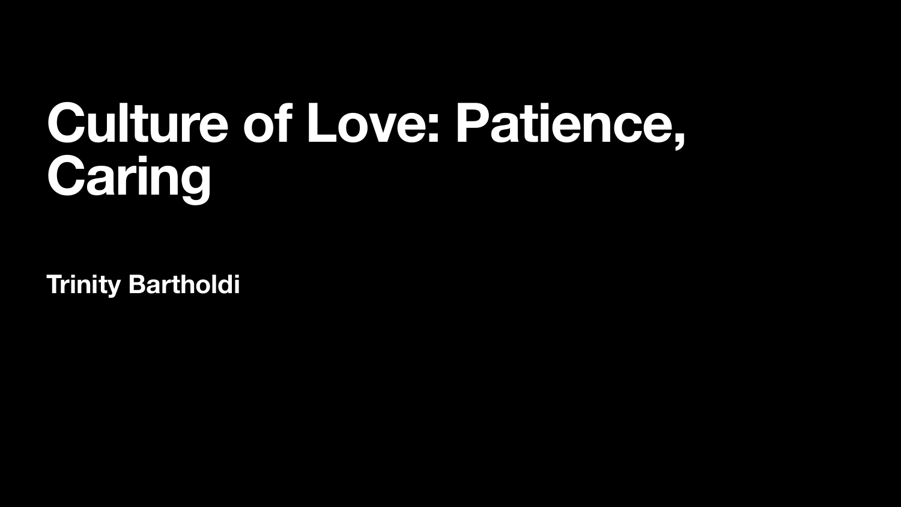# Culture of Love: Patience, Caring

**Trinity Bartholdi**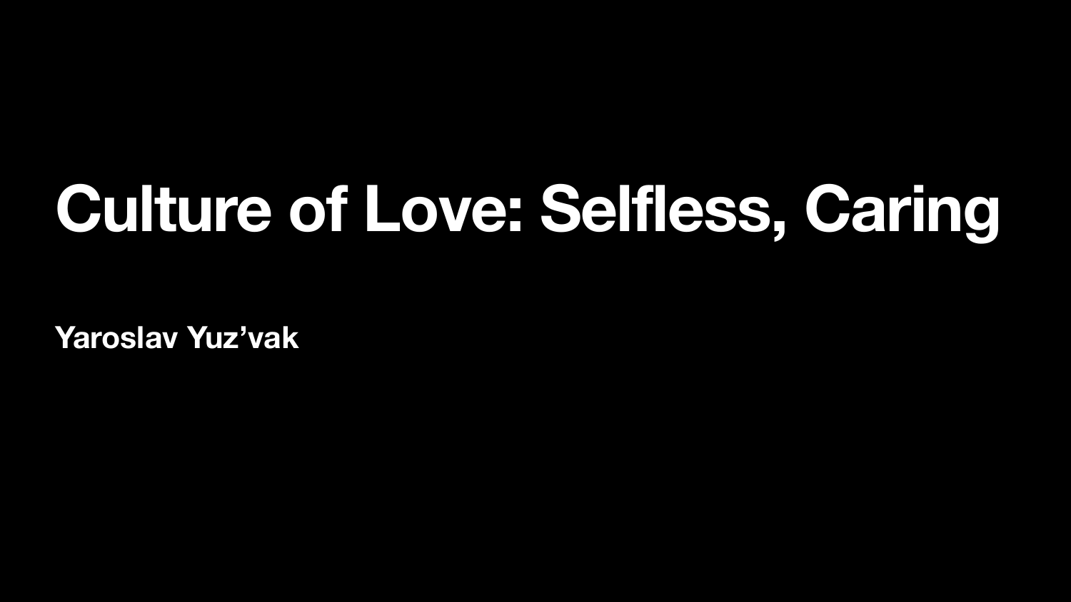# Culture of Love: Selfless, Caring

**Yaroslav Yuz’vak**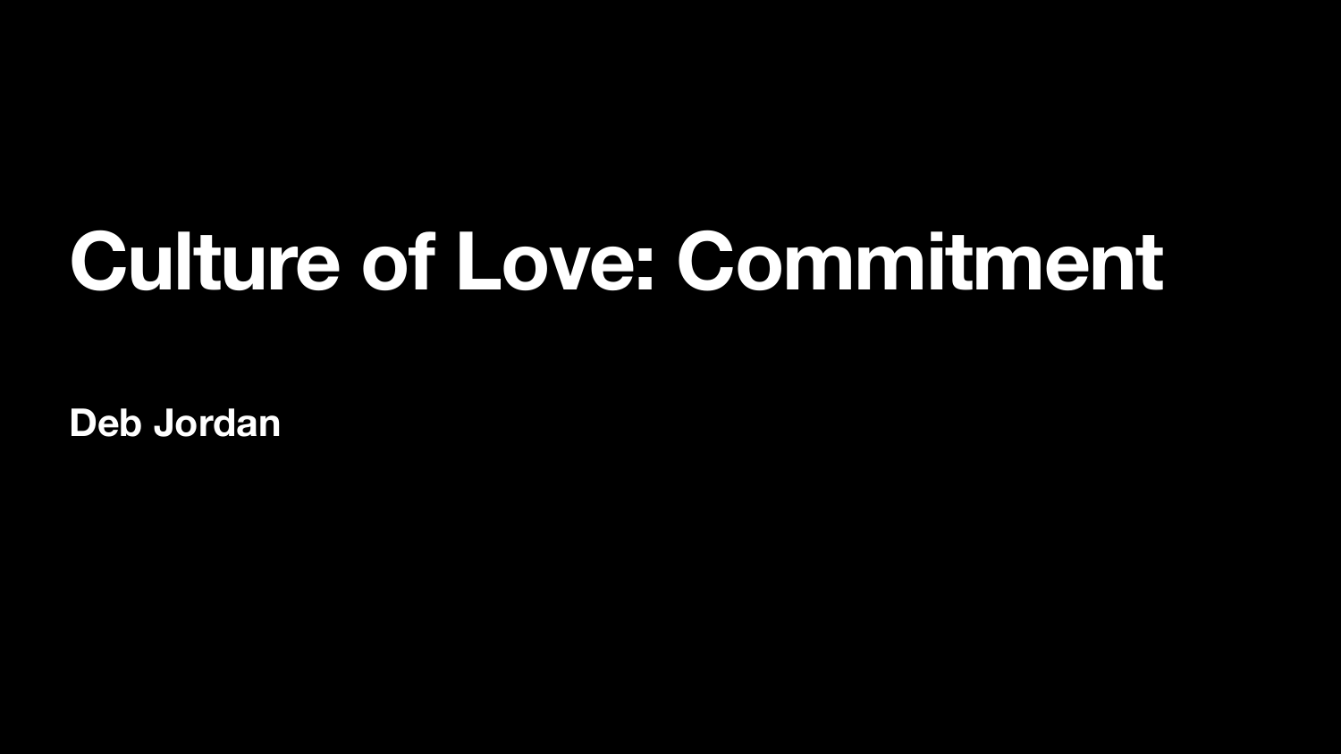# Culture of Love: Commitment

**Deb Jordan**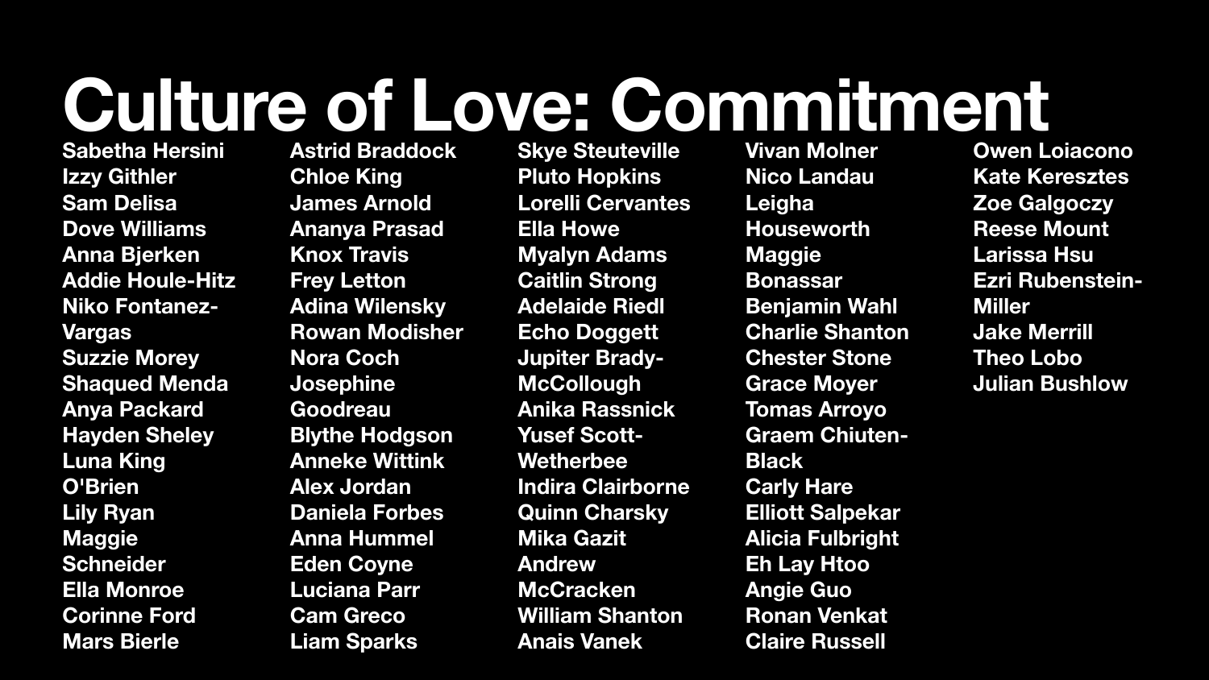# Culture of Love: Commitment

Sabetha Hersini
Izzy Githler
Sam Delisa
Dove Williams
Anna Bjerken
Addie Houle-Hitz
Niko Fontanez-Vargas
Suzzie Morey
Shaqued Menda
Anya Packard
Hayden Sheley
Luna King O'Brien
Lily Ryan
Maggie Schneider
Ella Monroe
Corinne Ford
Mars Bierle

Astrid Braddock
Chloe King
James Arnold
Ananya Prasad
Knox Travis
Frey Letton
Adina Wilensky
Rowan Modisher
Nora Coch
Josephine Goodreau
Blythe Hodgson
Anneke Wittink
Alex Jordan
Daniela Forbes
Anna Hummel
Eden Coyne
Luciana Parr
Cam Greco
Liam Sparks

Skye Steuteville
Pluto Hopkins
Lorelli Cervantes
Ella Howe
Myalyn Adams
Caitlin Strong
Adelaide Riedl
Echo Doggett
Jupiter Brady-McCollough
Anika Rassnick
Yusef Scott-Wetherbee
Indira Clairborne
Quinn Charsky
Mika Gazit
Andrew McCracken
William Shanton
Anais Vanek

Vivan Molner
Nico Landau
Leigha Houseworth
Maggie Bonassar
Benjamin Wahl
Charlie Shanton
Chester Stone
Grace Moyer
Tomas Arroyo
Graem Chiuten-Black
Carly Hare
Elliott Salpekar
Alicia Fulbright
Eh Lay Htoo
Angie Guo
Ronan Venkat
Claire Russell

Owen Loiacono
Kate Keresztes
Zoe Galgoczy
Reese Mount
Larissa Hsu
Ezri Rubenstein-Miller
Jake Merrill
Theo Lobo
Julian Bushlow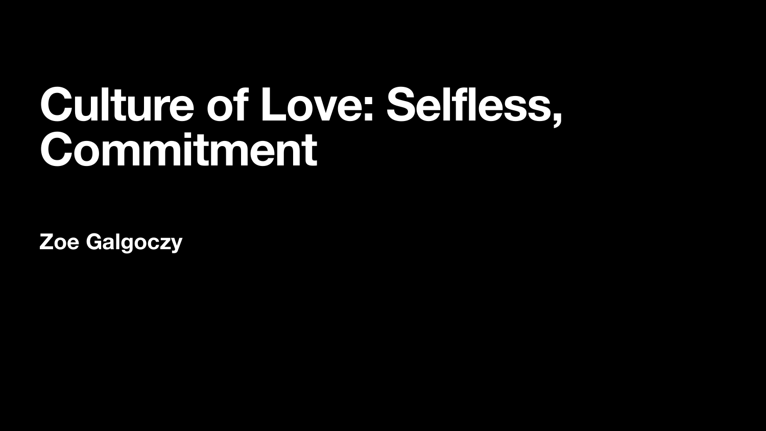# Culture of Love: Selfless, Commitment

**Zoe Galgoczy**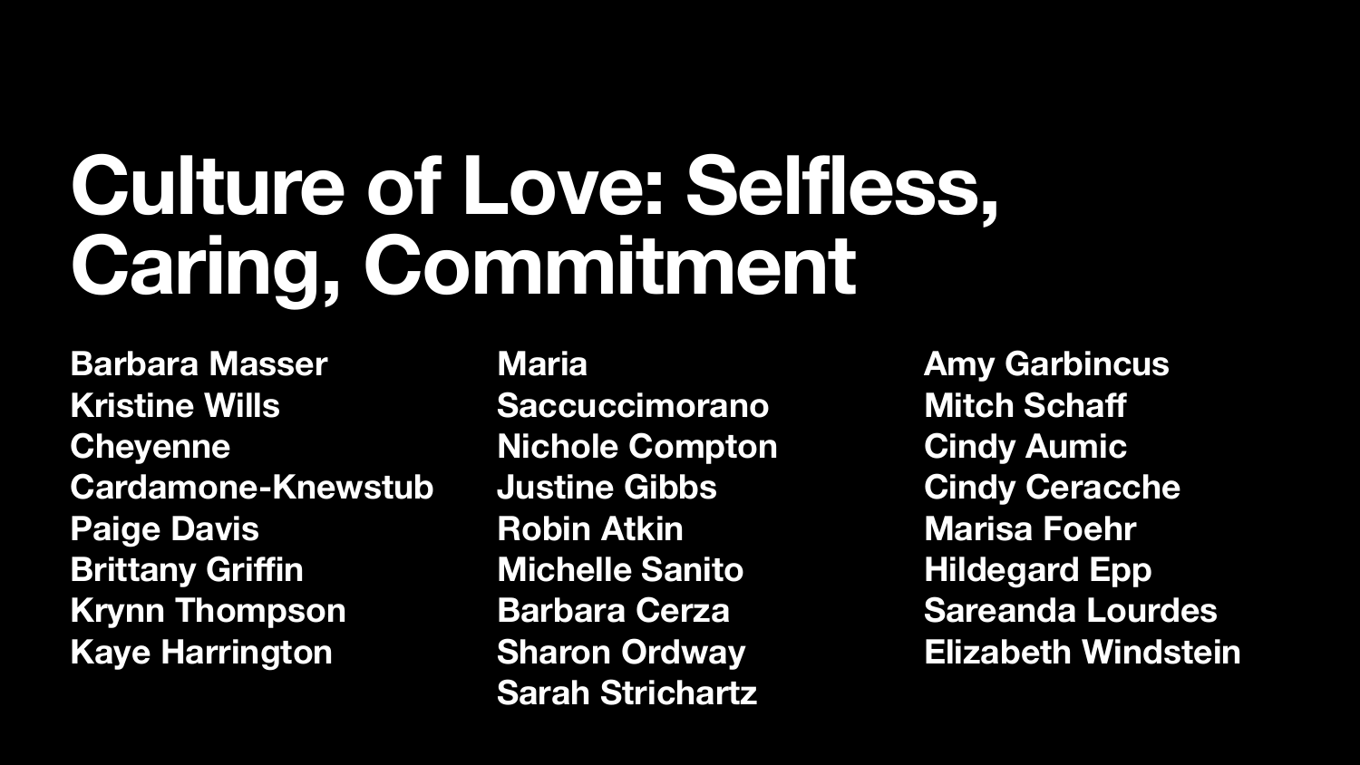# Culture of Love: Selfless, Caring, Commitment

**Barbara Masser**
**Kristine Wills**
**Cheyenne Cardamone-Knewstub**
**Paige Davis**
**Brittany Griffin**
**Krynn Thompson**
**Kaye Harrington**
**Maria Saccuccimorano**
**Nichole Compton**
**Justine Gibbs**
**Robin Atkin**
**Michelle Sanito**
**Barbara Cerza**
**Sharon Ordway**
**Sarah Strichartz**
**Amy Garbincus**
**Mitch Schaff**
**Cindy Aumic**
**Cindy Ceracche**
**Marisa Foehr**
**Hildegard Epp**
**Sareanda Lourdes**
**Elizabeth Windstein**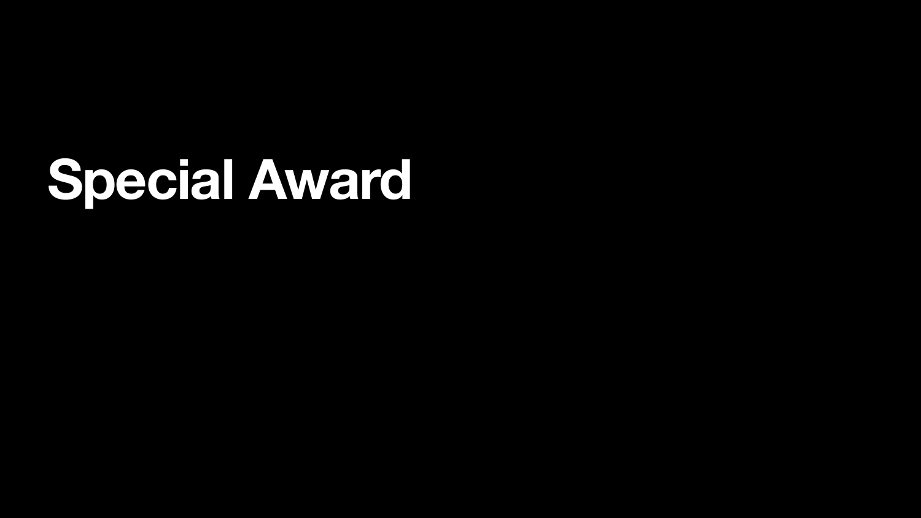# Special Award